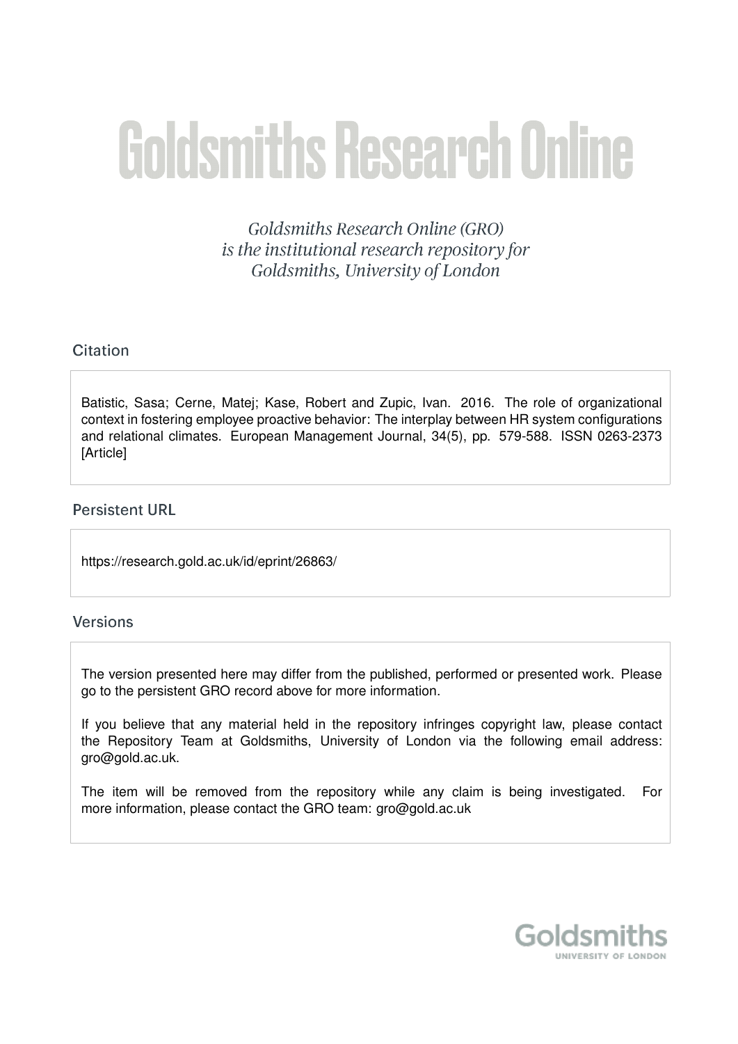# Goldsmiths Research Online

*Goldsmiths Research Online (GRO) is the institutional research repository for Goldsmiths, University of London*

## Citation

Batistic, Sasa; Cerne, Matej; Kase, Robert and Zupic, Ivan. 2016. The role of organizational context in fostering employee proactive behavior: The interplay between HR system configurations and relational climates. European Management Journal, 34(5), pp. 579-588. ISSN 0263-2373 [Article]

## Persistent URL

https://research.gold.ac.uk/id/eprint/26863/

## Versions

The version presented here may differ from the published, performed or presented work. Please go to the persistent GRO record above for more information.

If you believe that any material held in the repository infringes copyright law, please contact the Repository Team at Goldsmiths, University of London via the following email address: gro@gold.ac.uk.

The item will be removed from the repository while any claim is being investigated. For more information, please contact the GRO team: gro@gold.ac.uk

Goldsmiths
UNIVERSITY OF LONDON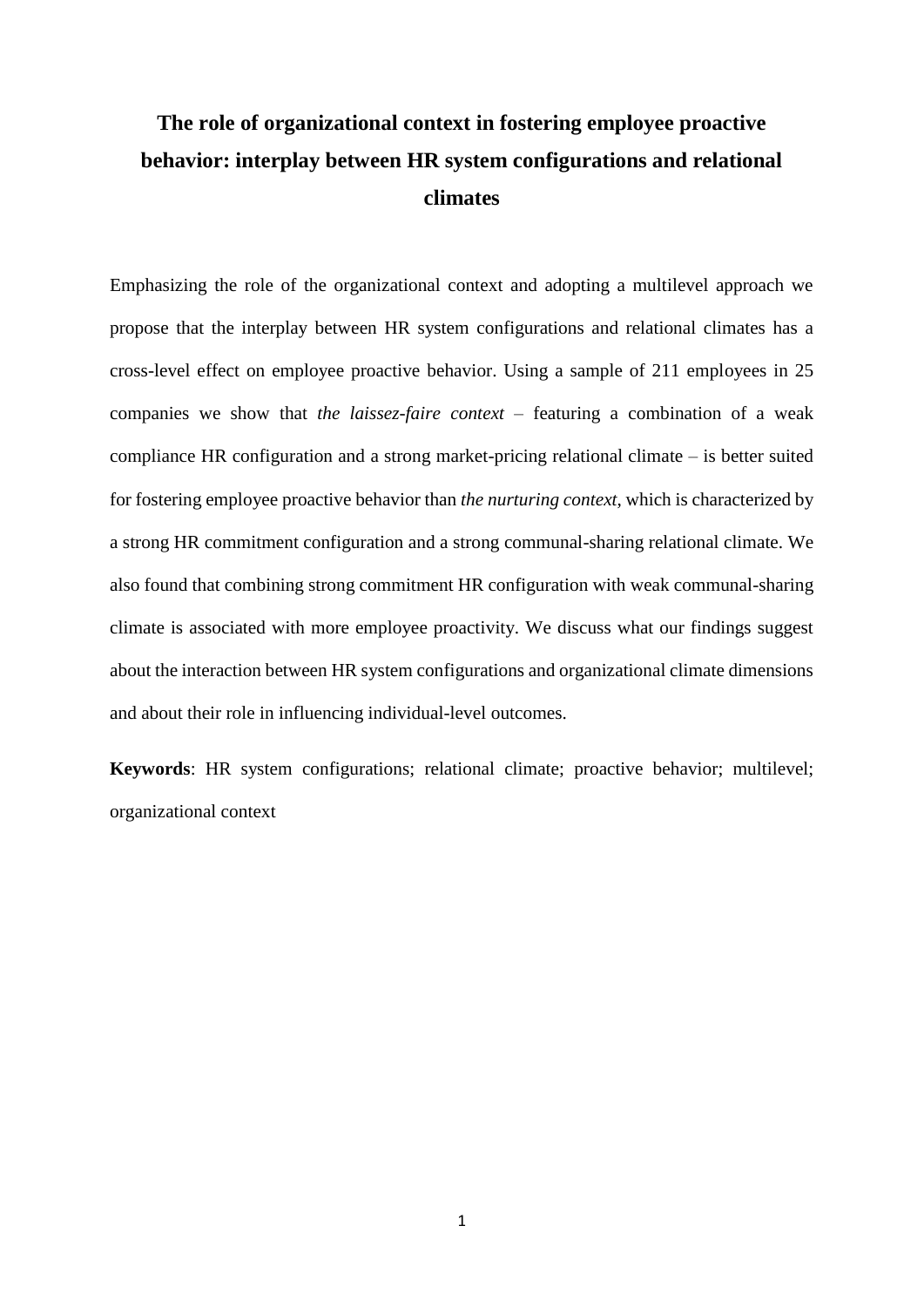# The role of organizational context in fostering employee proactive behavior: interplay between HR system configurations and relational climates

Emphasizing the role of the organizational context and adopting a multilevel approach we propose that the interplay between HR system configurations and relational climates has a cross-level effect on employee proactive behavior. Using a sample of 211 employees in 25 companies we show that *the laissez-faire context* – featuring a combination of a weak compliance HR configuration and a strong market-pricing relational climate – is better suited for fostering employee proactive behavior than *the nurturing context*, which is characterized by a strong HR commitment configuration and a strong communal-sharing relational climate. We also found that combining strong commitment HR configuration with weak communal-sharing climate is associated with more employee proactivity. We discuss what our findings suggest about the interaction between HR system configurations and organizational climate dimensions and about their role in influencing individual-level outcomes.

**Keywords**: HR system configurations; relational climate; proactive behavior; multilevel; organizational context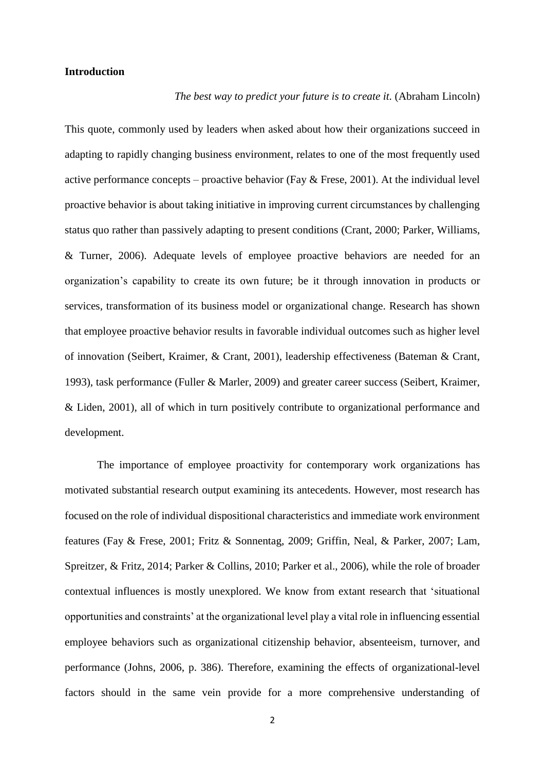## Introduction

*The best way to predict your future is to create it*. (Abraham Lincoln)

This quote, commonly used by leaders when asked about how their organizations succeed in adapting to rapidly changing business environment, relates to one of the most frequently used active performance concepts – proactive behavior (Fay & Frese, 2001). At the individual level proactive behavior is about taking initiative in improving current circumstances by challenging status quo rather than passively adapting to present conditions (Crant, 2000; Parker, Williams, & Turner, 2006). Adequate levels of employee proactive behaviors are needed for an organization's capability to create its own future; be it through innovation in products or services, transformation of its business model or organizational change. Research has shown that employee proactive behavior results in favorable individual outcomes such as higher level of innovation (Seibert, Kraimer, & Crant, 2001), leadership effectiveness (Bateman & Crant, 1993), task performance (Fuller & Marler, 2009) and greater career success (Seibert, Kraimer, & Liden, 2001), all of which in turn positively contribute to organizational performance and development.

The importance of employee proactivity for contemporary work organizations has motivated substantial research output examining its antecedents. However, most research has focused on the role of individual dispositional characteristics and immediate work environment features (Fay & Frese, 2001; Fritz & Sonnentag, 2009; Griffin, Neal, & Parker, 2007; Lam, Spreitzer, & Fritz, 2014; Parker & Collins, 2010; Parker et al., 2006), while the role of broader contextual influences is mostly unexplored. We know from extant research that 'situational opportunities and constraints' at the organizational level play a vital role in influencing essential employee behaviors such as organizational citizenship behavior, absenteeism, turnover, and performance (Johns, 2006, p. 386). Therefore, examining the effects of organizational-level factors should in the same vein provide for a more comprehensive understanding of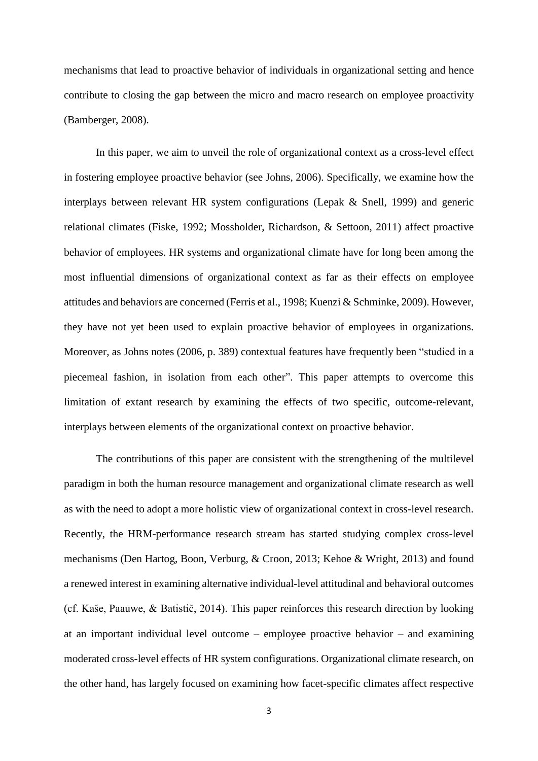mechanisms that lead to proactive behavior of individuals in organizational setting and hence contribute to closing the gap between the micro and macro research on employee proactivity (Bamberger, 2008).

In this paper, we aim to unveil the role of organizational context as a cross-level effect in fostering employee proactive behavior (see Johns, 2006). Specifically, we examine how the interplays between relevant HR system configurations (Lepak & Snell, 1999) and generic relational climates (Fiske, 1992; Mossholder, Richardson, & Settoon, 2011) affect proactive behavior of employees. HR systems and organizational climate have for long been among the most influential dimensions of organizational context as far as their effects on employee attitudes and behaviors are concerned (Ferris et al., 1998; Kuenzi & Schminke, 2009). However, they have not yet been used to explain proactive behavior of employees in organizations. Moreover, as Johns notes (2006, p. 389) contextual features have frequently been "studied in a piecemeal fashion, in isolation from each other". This paper attempts to overcome this limitation of extant research by examining the effects of two specific, outcome-relevant, interplays between elements of the organizational context on proactive behavior.

The contributions of this paper are consistent with the strengthening of the multilevel paradigm in both the human resource management and organizational climate research as well as with the need to adopt a more holistic view of organizational context in cross-level research. Recently, the HRM-performance research stream has started studying complex cross-level mechanisms (Den Hartog, Boon, Verburg, & Croon, 2013; Kehoe & Wright, 2013) and found a renewed interest in examining alternative individual-level attitudinal and behavioral outcomes (cf. Kaše, Paauwe, & Batistič, 2014). This paper reinforces this research direction by looking at an important individual level outcome – employee proactive behavior – and examining moderated cross-level effects of HR system configurations. Organizational climate research, on the other hand, has largely focused on examining how facet-specific climates affect respective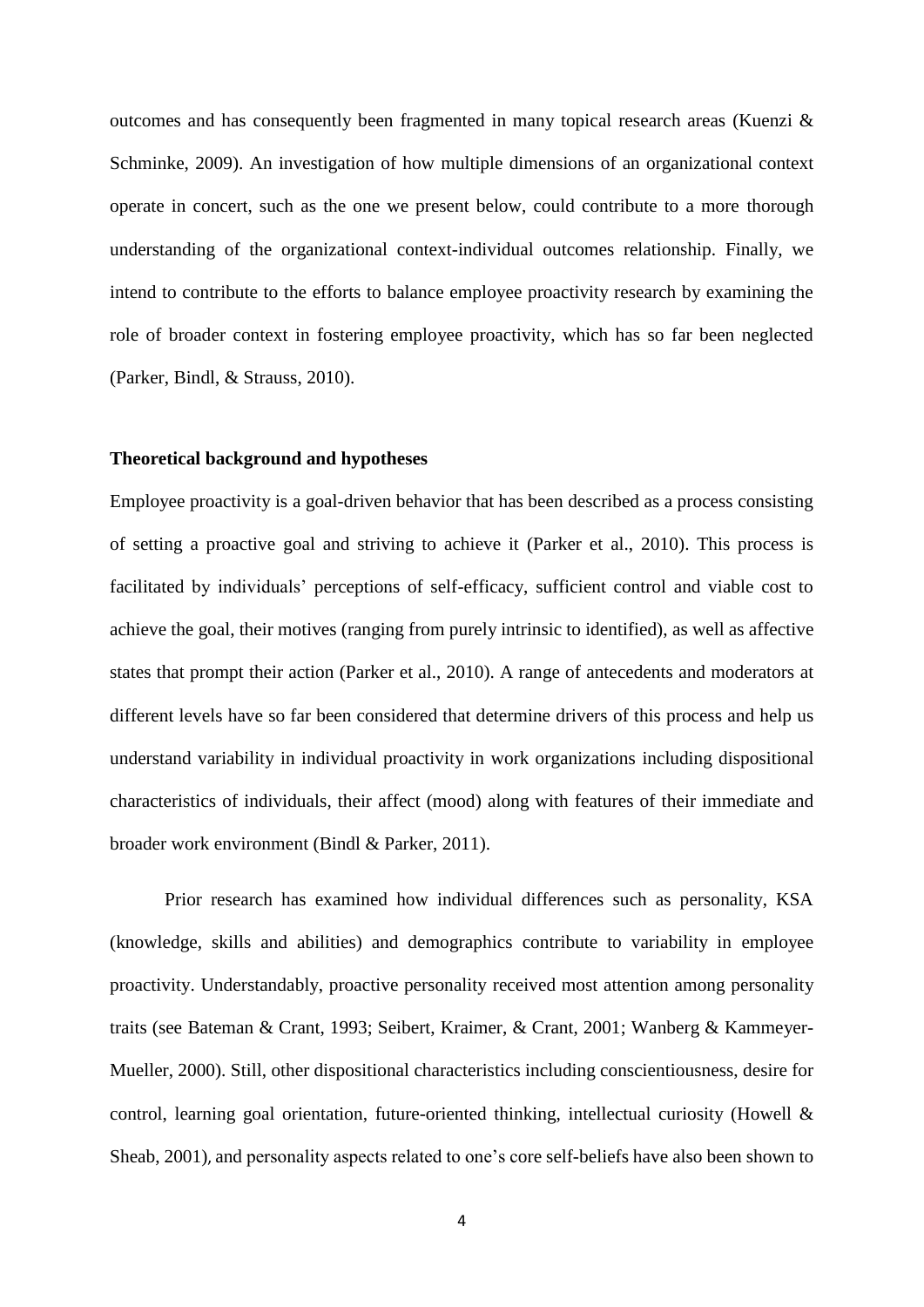outcomes and has consequently been fragmented in many topical research areas (Kuenzi & Schminke, 2009). An investigation of how multiple dimensions of an organizational context operate in concert, such as the one we present below, could contribute to a more thorough understanding of the organizational context-individual outcomes relationship. Finally, we intend to contribute to the efforts to balance employee proactivity research by examining the role of broader context in fostering employee proactivity, which has so far been neglected (Parker, Bindl, & Strauss, 2010).

## Theoretical background and hypotheses

Employee proactivity is a goal-driven behavior that has been described as a process consisting of setting a proactive goal and striving to achieve it (Parker et al., 2010). This process is facilitated by individuals' perceptions of self-efficacy, sufficient control and viable cost to achieve the goal, their motives (ranging from purely intrinsic to identified), as well as affective states that prompt their action (Parker et al., 2010). A range of antecedents and moderators at different levels have so far been considered that determine drivers of this process and help us understand variability in individual proactivity in work organizations including dispositional characteristics of individuals, their affect (mood) along with features of their immediate and broader work environment (Bindl & Parker, 2011).

Prior research has examined how individual differences such as personality, KSA (knowledge, skills and abilities) and demographics contribute to variability in employee proactivity. Understandably, proactive personality received most attention among personality traits (see Bateman & Crant, 1993; Seibert, Kraimer, & Crant, 2001; Wanberg & Kammeyer-Mueller, 2000). Still, other dispositional characteristics including conscientiousness, desire for control, learning goal orientation, future-oriented thinking, intellectual curiosity (Howell & Sheab, 2001), and personality aspects related to one's core self-beliefs have also been shown to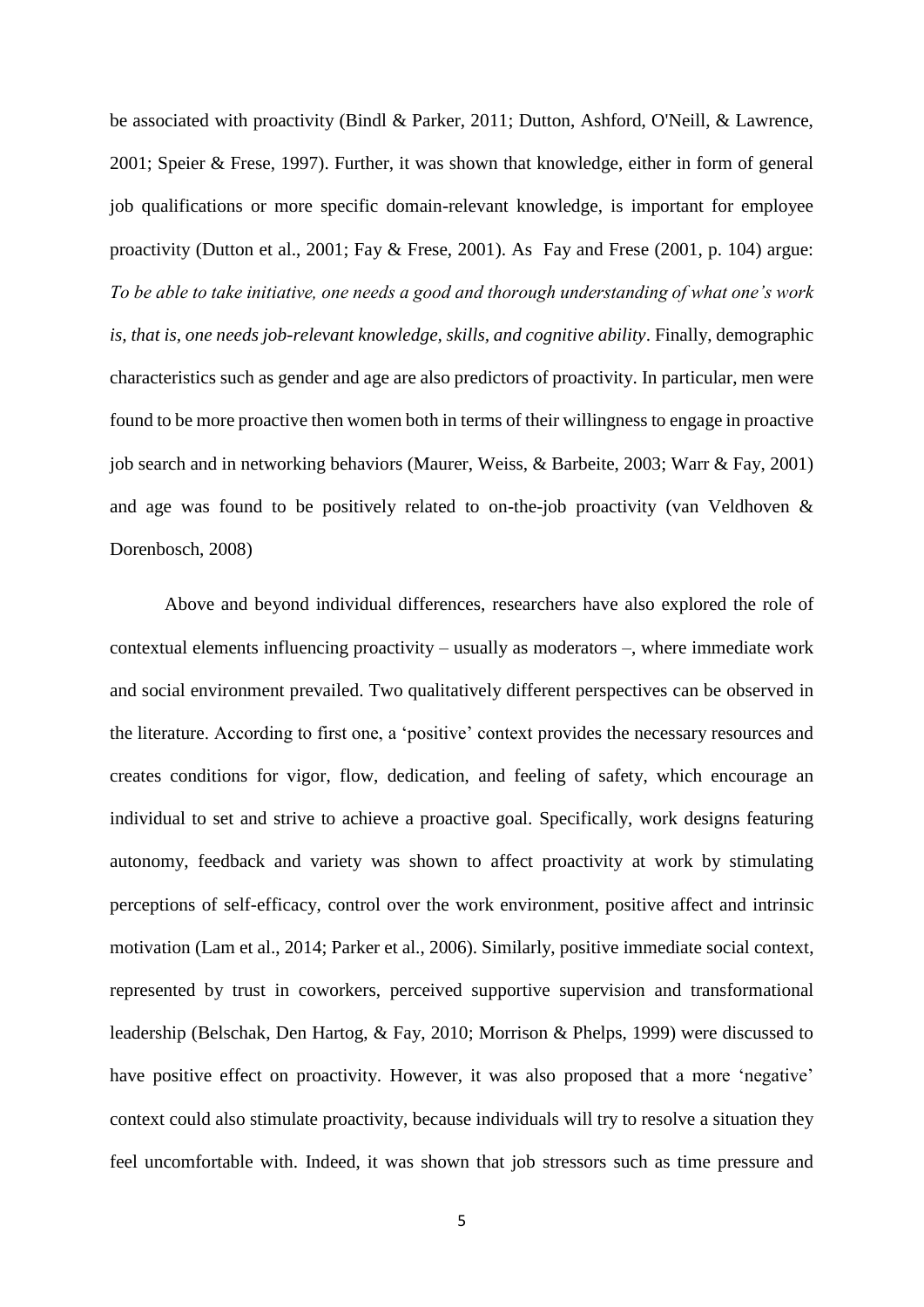be associated with proactivity (Bindl & Parker, 2011; Dutton, Ashford, O'Neill, & Lawrence, 2001; Speier & Frese, 1997). Further, it was shown that knowledge, either in form of general job qualifications or more specific domain-relevant knowledge, is important for employee proactivity (Dutton et al., 2001; Fay & Frese, 2001). As Fay and Frese (2001, p. 104) argue: *To be able to take initiative, one needs a good and thorough understanding of what one's work is, that is, one needs job-relevant knowledge, skills, and cognitive ability*. Finally, demographic characteristics such as gender and age are also predictors of proactivity. In particular, men were found to be more proactive then women both in terms of their willingness to engage in proactive job search and in networking behaviors (Maurer, Weiss, & Barbeite, 2003; Warr & Fay, 2001) and age was found to be positively related to on-the-job proactivity (van Veldhoven & Dorenbosch, 2008)

Above and beyond individual differences, researchers have also explored the role of contextual elements influencing proactivity – usually as moderators –, where immediate work and social environment prevailed. Two qualitatively different perspectives can be observed in the literature. According to first one, a 'positive' context provides the necessary resources and creates conditions for vigor, flow, dedication, and feeling of safety, which encourage an individual to set and strive to achieve a proactive goal. Specifically, work designs featuring autonomy, feedback and variety was shown to affect proactivity at work by stimulating perceptions of self-efficacy, control over the work environment, positive affect and intrinsic motivation (Lam et al., 2014; Parker et al., 2006). Similarly, positive immediate social context, represented by trust in coworkers, perceived supportive supervision and transformational leadership (Belschak, Den Hartog, & Fay, 2010; Morrison & Phelps, 1999) were discussed to have positive effect on proactivity. However, it was also proposed that a more 'negative' context could also stimulate proactivity, because individuals will try to resolve a situation they feel uncomfortable with. Indeed, it was shown that job stressors such as time pressure and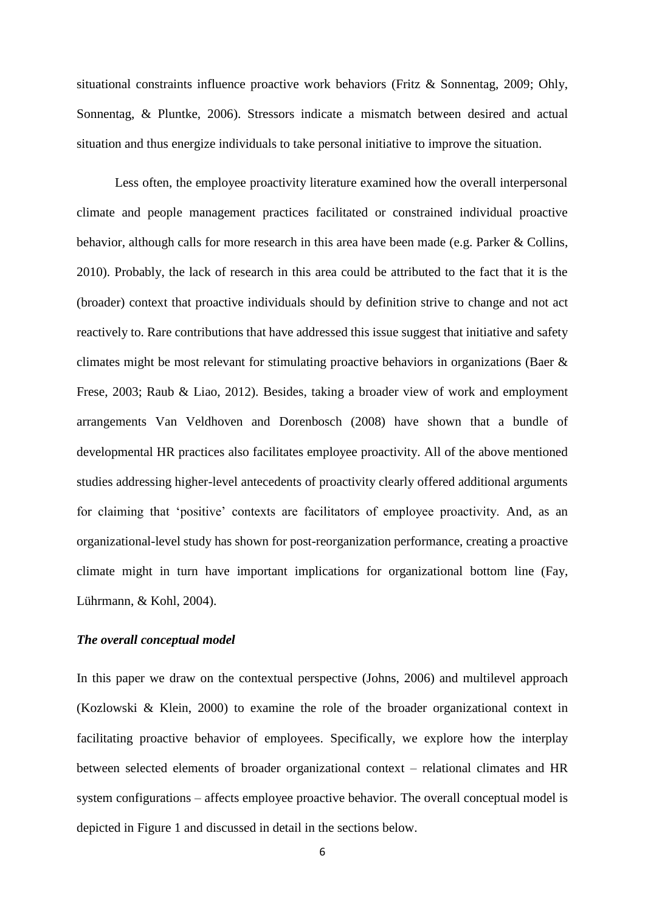situational constraints influence proactive work behaviors (Fritz & Sonnentag, 2009; Ohly, Sonnentag, & Pluntke, 2006). Stressors indicate a mismatch between desired and actual situation and thus energize individuals to take personal initiative to improve the situation.

Less often, the employee proactivity literature examined how the overall interpersonal climate and people management practices facilitated or constrained individual proactive behavior, although calls for more research in this area have been made (e.g. Parker & Collins, 2010). Probably, the lack of research in this area could be attributed to the fact that it is the (broader) context that proactive individuals should by definition strive to change and not act reactively to. Rare contributions that have addressed this issue suggest that initiative and safety climates might be most relevant for stimulating proactive behaviors in organizations (Baer & Frese, 2003; Raub & Liao, 2012). Besides, taking a broader view of work and employment arrangements Van Veldhoven and Dorenbosch (2008) have shown that a bundle of developmental HR practices also facilitates employee proactivity. All of the above mentioned studies addressing higher-level antecedents of proactivity clearly offered additional arguments for claiming that 'positive' contexts are facilitators of employee proactivity. And, as an organizational-level study has shown for post-reorganization performance, creating a proactive climate might in turn have important implications for organizational bottom line (Fay, Lührmann, & Kohl, 2004).

### *The overall conceptual model*

In this paper we draw on the contextual perspective (Johns, 2006) and multilevel approach (Kozlowski & Klein, 2000) to examine the role of the broader organizational context in facilitating proactive behavior of employees. Specifically, we explore how the interplay between selected elements of broader organizational context – relational climates and HR system configurations – affects employee proactive behavior. The overall conceptual model is depicted in Figure 1 and discussed in detail in the sections below.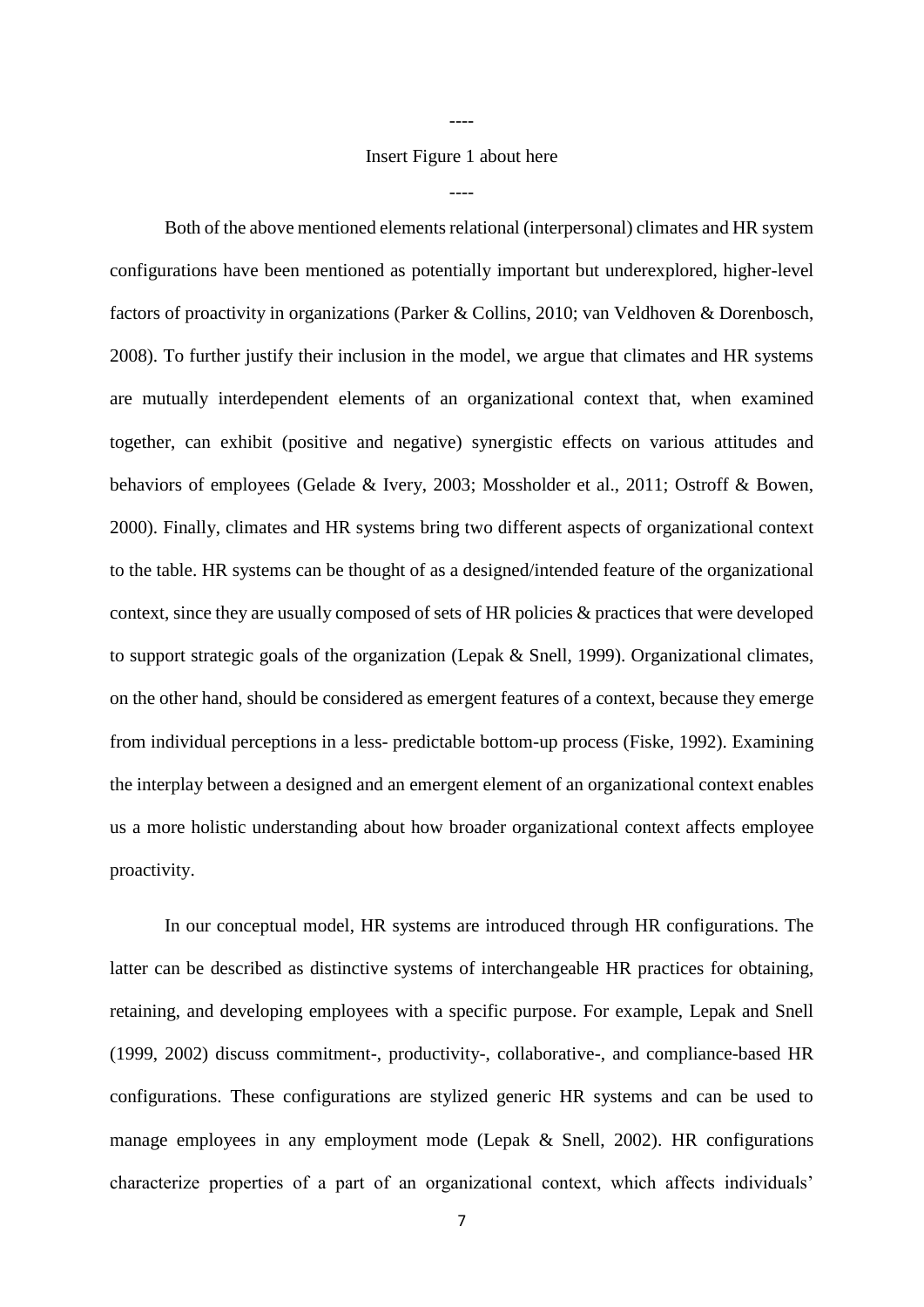----

Insert Figure 1 about here

----

Both of the above mentioned elements relational (interpersonal) climates and HR system configurations have been mentioned as potentially important but underexplored, higher-level factors of proactivity in organizations (Parker & Collins, 2010; van Veldhoven & Dorenbosch, 2008). To further justify their inclusion in the model, we argue that climates and HR systems are mutually interdependent elements of an organizational context that, when examined together, can exhibit (positive and negative) synergistic effects on various attitudes and behaviors of employees (Gelade & Ivery, 2003; Mossholder et al., 2011; Ostroff & Bowen, 2000). Finally, climates and HR systems bring two different aspects of organizational context to the table. HR systems can be thought of as a designed/intended feature of the organizational context, since they are usually composed of sets of HR policies & practices that were developed to support strategic goals of the organization (Lepak & Snell, 1999). Organizational climates, on the other hand, should be considered as emergent features of a context, because they emerge from individual perceptions in a less- predictable bottom-up process (Fiske, 1992). Examining the interplay between a designed and an emergent element of an organizational context enables us a more holistic understanding about how broader organizational context affects employee proactivity.

In our conceptual model, HR systems are introduced through HR configurations. The latter can be described as distinctive systems of interchangeable HR practices for obtaining, retaining, and developing employees with a specific purpose. For example, Lepak and Snell (1999, 2002) discuss commitment-, productivity-, collaborative-, and compliance-based HR configurations. These configurations are stylized generic HR systems and can be used to manage employees in any employment mode (Lepak & Snell, 2002). HR configurations characterize properties of a part of an organizational context, which affects individuals'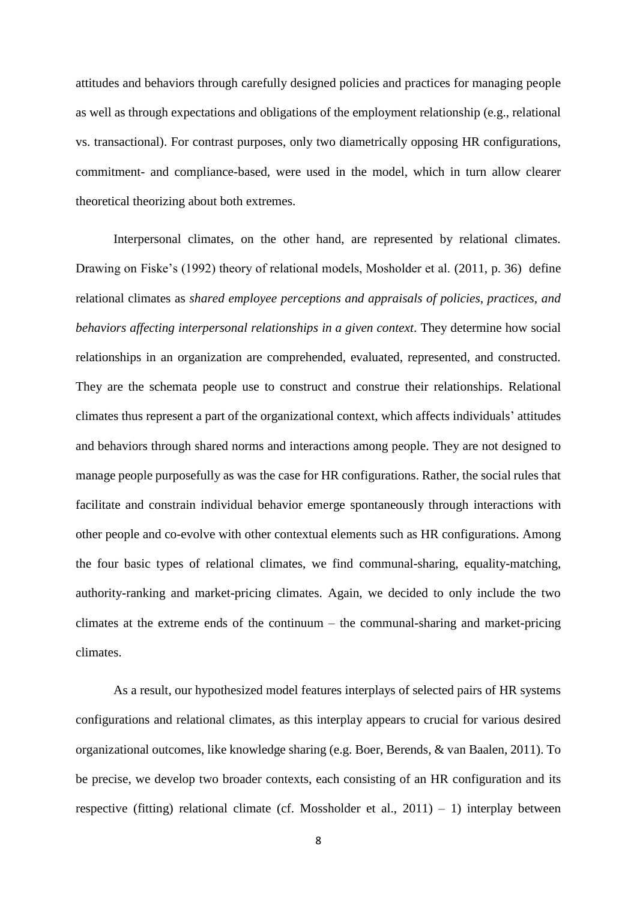attitudes and behaviors through carefully designed policies and practices for managing people as well as through expectations and obligations of the employment relationship (e.g., relational vs. transactional). For contrast purposes, only two diametrically opposing HR configurations, commitment- and compliance-based, were used in the model, which in turn allow clearer theoretical theorizing about both extremes.

Interpersonal climates, on the other hand, are represented by relational climates. Drawing on Fiske's (1992) theory of relational models, Mosholder et al. (2011, p. 36) define relational climates as *shared employee perceptions and appraisals of policies, practices, and behaviors affecting interpersonal relationships in a given context*. They determine how social relationships in an organization are comprehended, evaluated, represented, and constructed. They are the schemata people use to construct and construe their relationships. Relational climates thus represent a part of the organizational context, which affects individuals' attitudes and behaviors through shared norms and interactions among people. They are not designed to manage people purposefully as was the case for HR configurations. Rather, the social rules that facilitate and constrain individual behavior emerge spontaneously through interactions with other people and co-evolve with other contextual elements such as HR configurations. Among the four basic types of relational climates, we find communal-sharing, equality-matching, authority-ranking and market-pricing climates. Again, we decided to only include the two climates at the extreme ends of the continuum – the communal-sharing and market-pricing climates.

As a result, our hypothesized model features interplays of selected pairs of HR systems configurations and relational climates, as this interplay appears to crucial for various desired organizational outcomes, like knowledge sharing (e.g. Boer, Berends, & van Baalen, 2011). To be precise, we develop two broader contexts, each consisting of an HR configuration and its respective (fitting) relational climate (cf. Mossholder et al., 2011) – 1) interplay between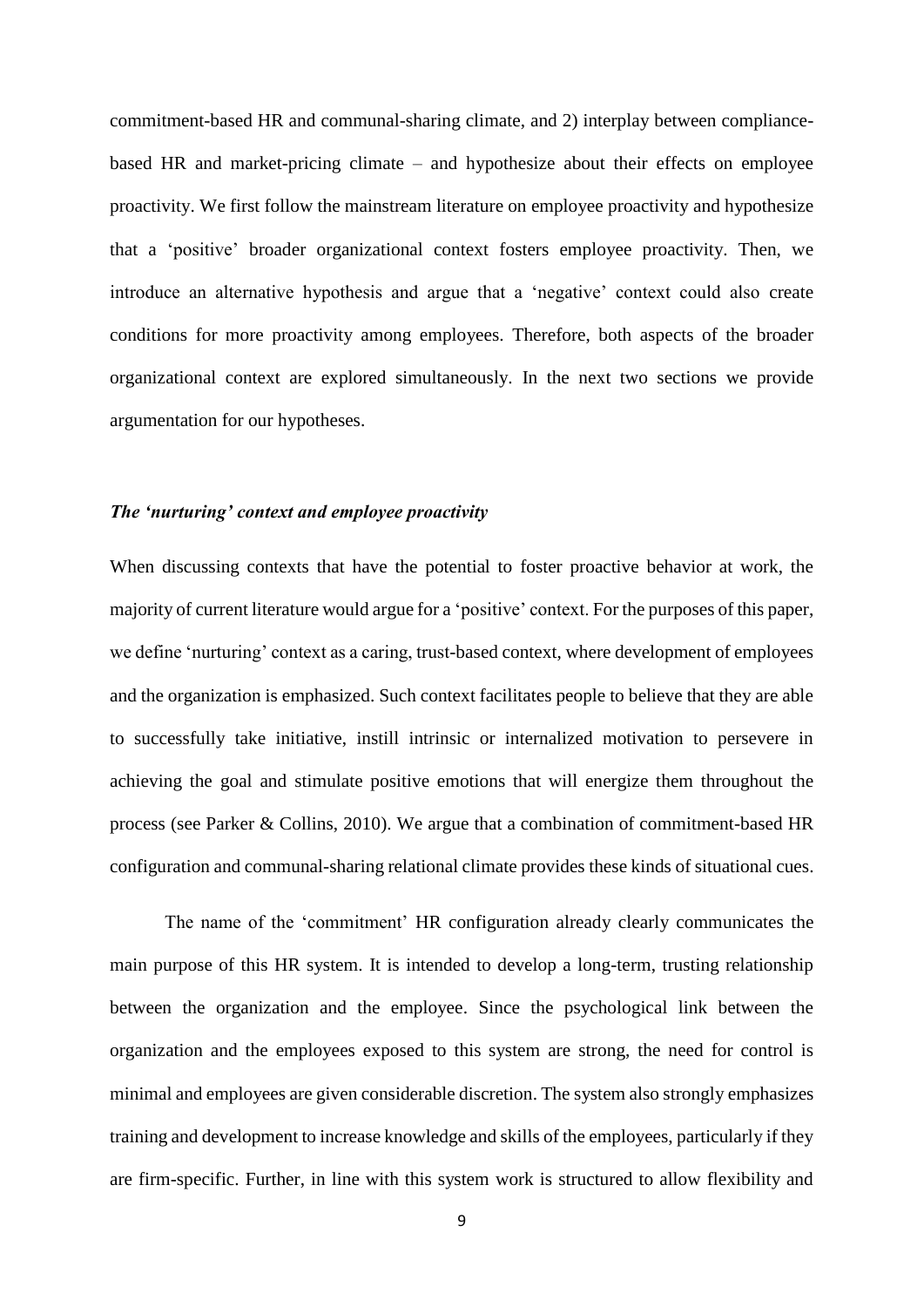commitment-based HR and communal-sharing climate, and 2) interplay between compliance-based HR and market-pricing climate – and hypothesize about their effects on employee proactivity. We first follow the mainstream literature on employee proactivity and hypothesize that a 'positive' broader organizational context fosters employee proactivity. Then, we introduce an alternative hypothesis and argue that a 'negative' context could also create conditions for more proactivity among employees. Therefore, both aspects of the broader organizational context are explored simultaneously. In the next two sections we provide argumentation for our hypotheses.

### *The 'nurturing' context and employee proactivity*

When discussing contexts that have the potential to foster proactive behavior at work, the majority of current literature would argue for a 'positive' context. For the purposes of this paper, we define 'nurturing' context as a caring, trust-based context, where development of employees and the organization is emphasized. Such context facilitates people to believe that they are able to successfully take initiative, instill intrinsic or internalized motivation to persevere in achieving the goal and stimulate positive emotions that will energize them throughout the process (see Parker & Collins, 2010). We argue that a combination of commitment-based HR configuration and communal-sharing relational climate provides these kinds of situational cues.

The name of the 'commitment' HR configuration already clearly communicates the main purpose of this HR system. It is intended to develop a long-term, trusting relationship between the organization and the employee. Since the psychological link between the organization and the employees exposed to this system are strong, the need for control is minimal and employees are given considerable discretion. The system also strongly emphasizes training and development to increase knowledge and skills of the employees, particularly if they are firm-specific. Further, in line with this system work is structured to allow flexibility and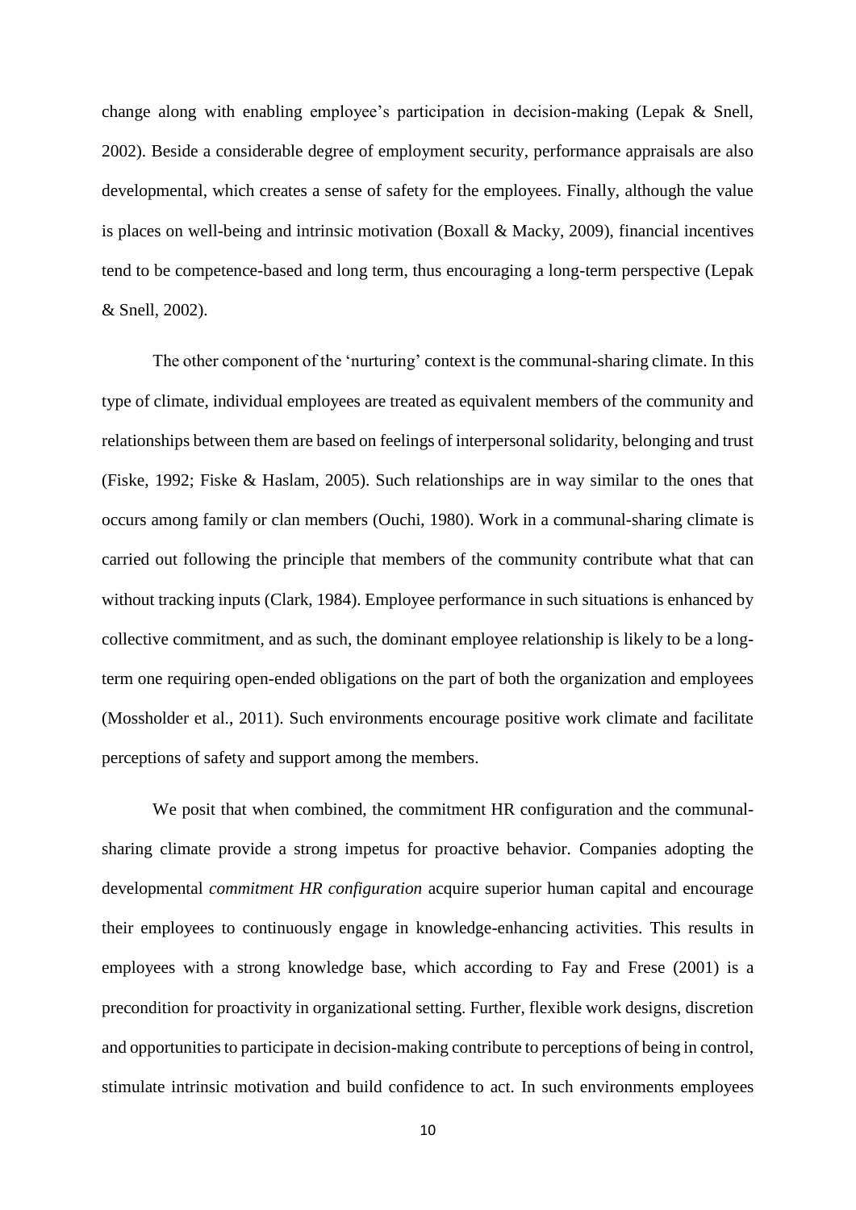change along with enabling employee's participation in decision-making (Lepak & Snell, 2002). Beside a considerable degree of employment security, performance appraisals are also developmental, which creates a sense of safety for the employees. Finally, although the value is places on well-being and intrinsic motivation (Boxall & Macky, 2009), financial incentives tend to be competence-based and long term, thus encouraging a long-term perspective (Lepak & Snell, 2002).

The other component of the 'nurturing' context is the communal-sharing climate. In this type of climate, individual employees are treated as equivalent members of the community and relationships between them are based on feelings of interpersonal solidarity, belonging and trust (Fiske, 1992; Fiske & Haslam, 2005). Such relationships are in way similar to the ones that occurs among family or clan members (Ouchi, 1980). Work in a communal-sharing climate is carried out following the principle that members of the community contribute what that can without tracking inputs (Clark, 1984). Employee performance in such situations is enhanced by collective commitment, and as such, the dominant employee relationship is likely to be a long-term one requiring open-ended obligations on the part of both the organization and employees (Mossholder et al., 2011). Such environments encourage positive work climate and facilitate perceptions of safety and support among the members.

We posit that when combined, the commitment HR configuration and the communal-sharing climate provide a strong impetus for proactive behavior. Companies adopting the developmental *commitment HR configuration* acquire superior human capital and encourage their employees to continuously engage in knowledge-enhancing activities. This results in employees with a strong knowledge base, which according to Fay and Frese (2001) is a precondition for proactivity in organizational setting. Further, flexible work designs, discretion and opportunities to participate in decision-making contribute to perceptions of being in control, stimulate intrinsic motivation and build confidence to act. In such environments employees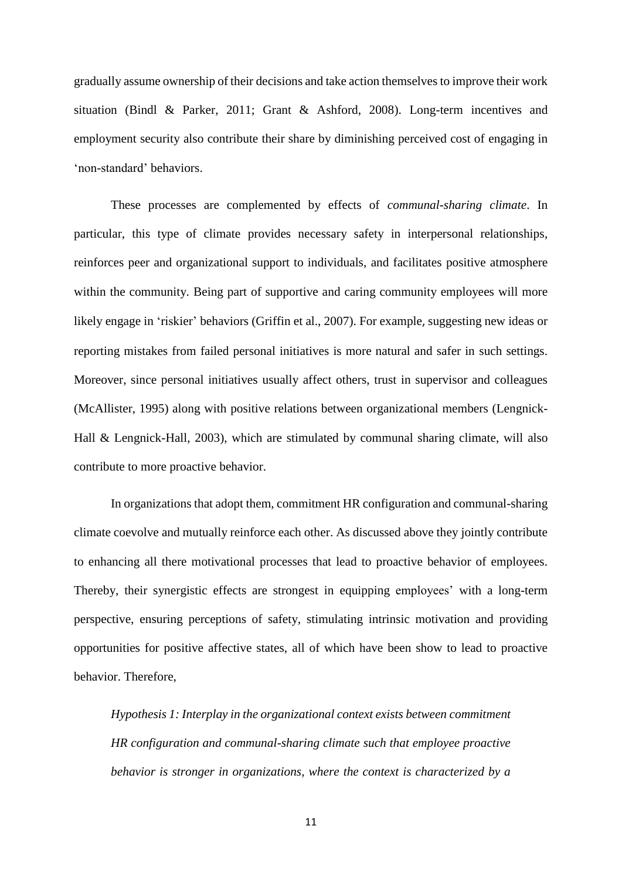gradually assume ownership of their decisions and take action themselves to improve their work situation (Bindl & Parker, 2011; Grant & Ashford, 2008). Long-term incentives and employment security also contribute their share by diminishing perceived cost of engaging in 'non-standard' behaviors.

These processes are complemented by effects of *communal-sharing climate*. In particular, this type of climate provides necessary safety in interpersonal relationships, reinforces peer and organizational support to individuals, and facilitates positive atmosphere within the community. Being part of supportive and caring community employees will more likely engage in 'riskier' behaviors (Griffin et al., 2007). For example, suggesting new ideas or reporting mistakes from failed personal initiatives is more natural and safer in such settings. Moreover, since personal initiatives usually affect others, trust in supervisor and colleagues (McAllister, 1995) along with positive relations between organizational members (Lengnick-Hall & Lengnick-Hall, 2003), which are stimulated by communal sharing climate, will also contribute to more proactive behavior.

In organizations that adopt them, commitment HR configuration and communal-sharing climate coevolve and mutually reinforce each other. As discussed above they jointly contribute to enhancing all there motivational processes that lead to proactive behavior of employees. Thereby, their synergistic effects are strongest in equipping employees' with a long-term perspective, ensuring perceptions of safety, stimulating intrinsic motivation and providing opportunities for positive affective states, all of which have been show to lead to proactive behavior. Therefore,

*Hypothesis 1: Interplay in the organizational context exists between commitment HR configuration and communal-sharing climate such that employee proactive behavior is stronger in organizations, where the context is characterized by a*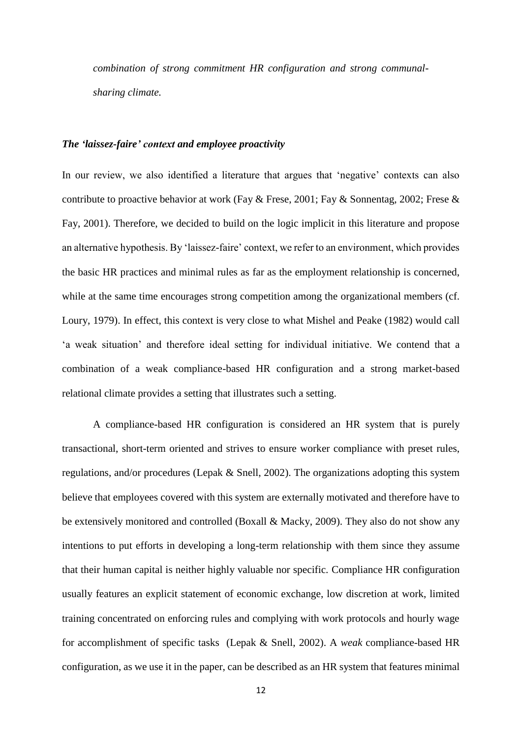*combination of strong commitment HR configuration and strong communal-sharing climate.*

### *The 'laissez-faire' context and employee proactivity*

In our review, we also identified a literature that argues that 'negative' contexts can also contribute to proactive behavior at work (Fay & Frese, 2001; Fay & Sonnentag, 2002; Frese & Fay, 2001). Therefore, we decided to build on the logic implicit in this literature and propose an alternative hypothesis. By 'laissez-faire' context, we refer to an environment, which provides the basic HR practices and minimal rules as far as the employment relationship is concerned, while at the same time encourages strong competition among the organizational members (cf. Loury, 1979). In effect, this context is very close to what Mishel and Peake (1982) would call 'a weak situation' and therefore ideal setting for individual initiative. We contend that a combination of a weak compliance-based HR configuration and a strong market-based relational climate provides a setting that illustrates such a setting.

A compliance-based HR configuration is considered an HR system that is purely transactional, short-term oriented and strives to ensure worker compliance with preset rules, regulations, and/or procedures (Lepak & Snell, 2002). The organizations adopting this system believe that employees covered with this system are externally motivated and therefore have to be extensively monitored and controlled (Boxall & Macky, 2009). They also do not show any intentions to put efforts in developing a long-term relationship with them since they assume that their human capital is neither highly valuable nor specific. Compliance HR configuration usually features an explicit statement of economic exchange, low discretion at work, limited training concentrated on enforcing rules and complying with work protocols and hourly wage for accomplishment of specific tasks (Lepak & Snell, 2002). A *weak* compliance-based HR configuration, as we use it in the paper, can be described as an HR system that features minimal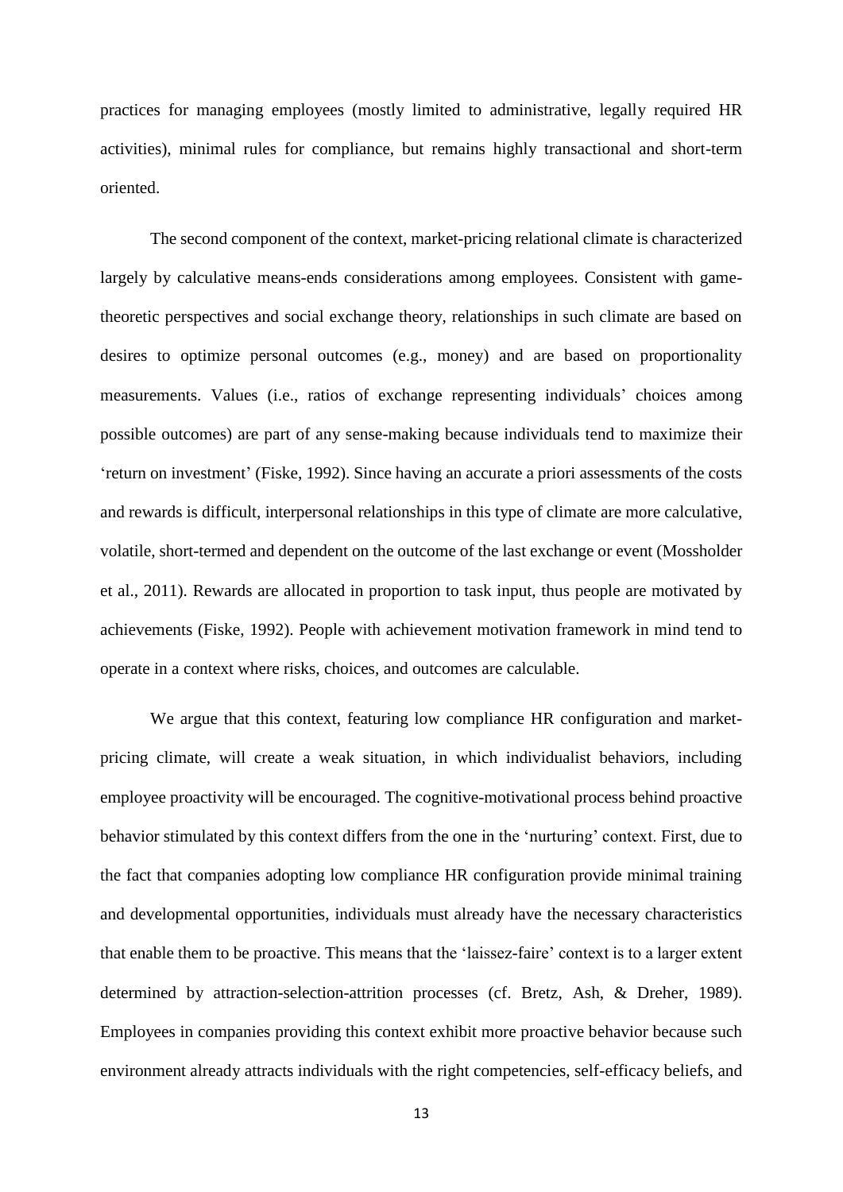practices for managing employees (mostly limited to administrative, legally required HR activities), minimal rules for compliance, but remains highly transactional and short-term oriented.

The second component of the context, market-pricing relational climate is characterized largely by calculative means-ends considerations among employees. Consistent with game-theoretic perspectives and social exchange theory, relationships in such climate are based on desires to optimize personal outcomes (e.g., money) and are based on proportionality measurements. Values (i.e., ratios of exchange representing individuals' choices among possible outcomes) are part of any sense-making because individuals tend to maximize their 'return on investment' (Fiske, 1992). Since having an accurate a priori assessments of the costs and rewards is difficult, interpersonal relationships in this type of climate are more calculative, volatile, short-termed and dependent on the outcome of the last exchange or event (Mossholder et al., 2011). Rewards are allocated in proportion to task input, thus people are motivated by achievements (Fiske, 1992). People with achievement motivation framework in mind tend to operate in a context where risks, choices, and outcomes are calculable.

We argue that this context, featuring low compliance HR configuration and market-pricing climate, will create a weak situation, in which individualist behaviors, including employee proactivity will be encouraged. The cognitive-motivational process behind proactive behavior stimulated by this context differs from the one in the 'nurturing' context. First, due to the fact that companies adopting low compliance HR configuration provide minimal training and developmental opportunities, individuals must already have the necessary characteristics that enable them to be proactive. This means that the 'laissez-faire' context is to a larger extent determined by attraction-selection-attrition processes (cf. Bretz, Ash, & Dreher, 1989). Employees in companies providing this context exhibit more proactive behavior because such environment already attracts individuals with the right competencies, self-efficacy beliefs, and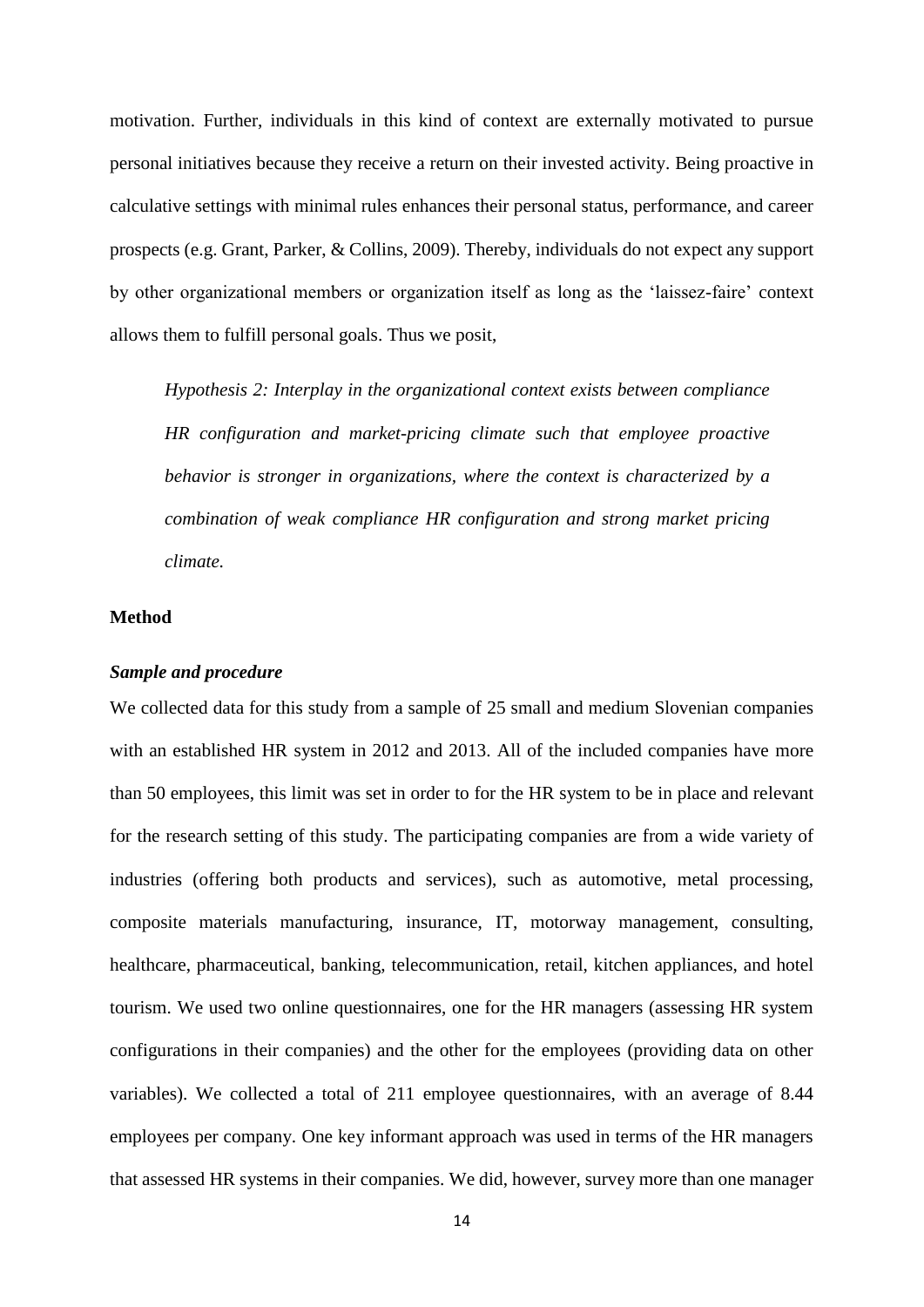motivation. Further, individuals in this kind of context are externally motivated to pursue personal initiatives because they receive a return on their invested activity. Being proactive in calculative settings with minimal rules enhances their personal status, performance, and career prospects (e.g. Grant, Parker, & Collins, 2009). Thereby, individuals do not expect any support by other organizational members or organization itself as long as the 'laissez-faire' context allows them to fulfill personal goals. Thus we posit,

> *Hypothesis 2: Interplay in the organizational context exists between compliance HR configuration and market-pricing climate such that employee proactive behavior is stronger in organizations, where the context is characterized by a combination of weak compliance HR configuration and strong market pricing climate.*

## Method

### *Sample and procedure*

We collected data for this study from a sample of 25 small and medium Slovenian companies with an established HR system in 2012 and 2013. All of the included companies have more than 50 employees, this limit was set in order to for the HR system to be in place and relevant for the research setting of this study. The participating companies are from a wide variety of industries (offering both products and services), such as automotive, metal processing, composite materials manufacturing, insurance, IT, motorway management, consulting, healthcare, pharmaceutical, banking, telecommunication, retail, kitchen appliances, and hotel tourism. We used two online questionnaires, one for the HR managers (assessing HR system configurations in their companies) and the other for the employees (providing data on other variables). We collected a total of 211 employee questionnaires, with an average of 8.44 employees per company. One key informant approach was used in terms of the HR managers that assessed HR systems in their companies. We did, however, survey more than one manager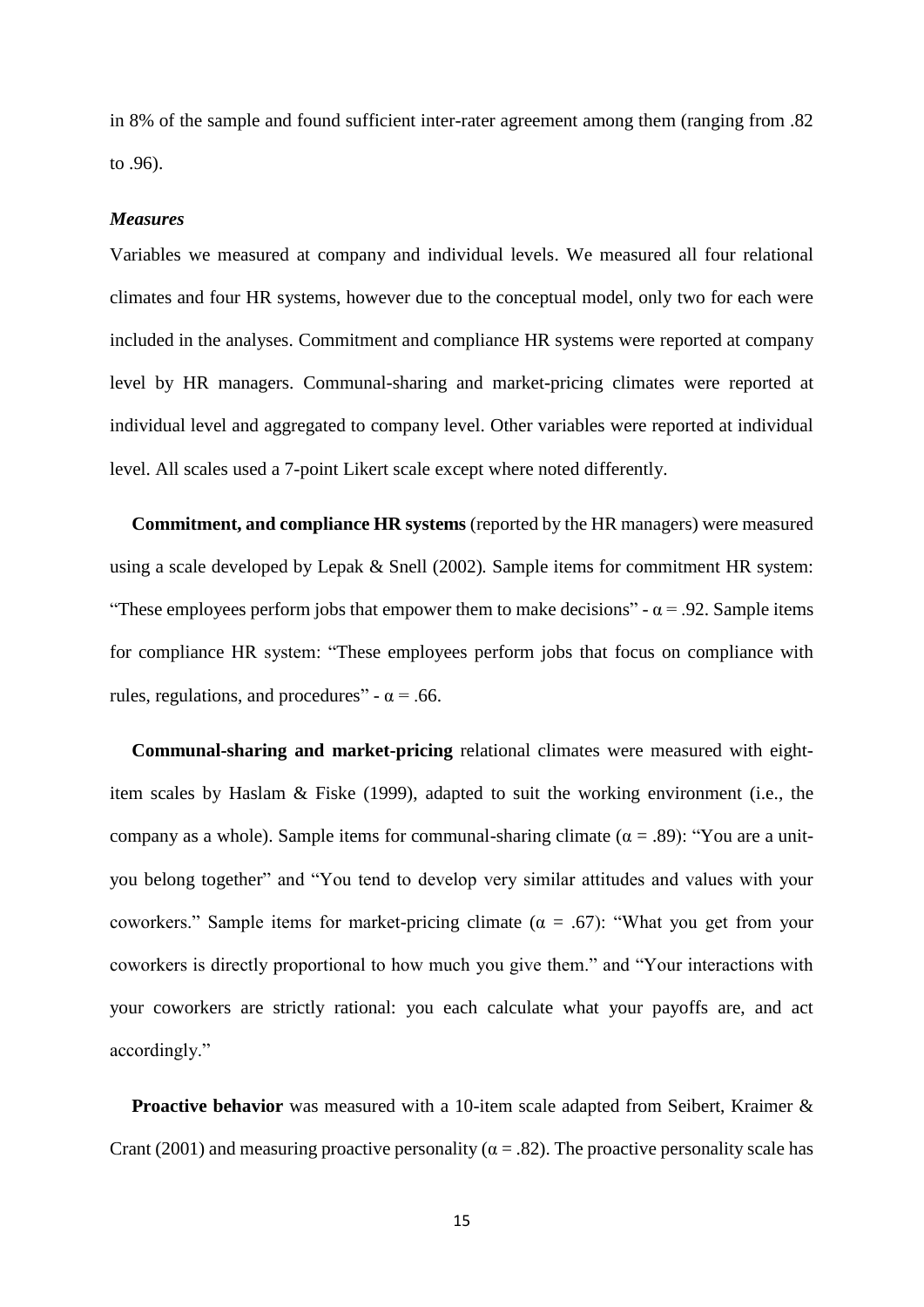in 8% of the sample and found sufficient inter-rater agreement among them (ranging from .82 to .96).

### *Measures*

Variables we measured at company and individual levels. We measured all four relational climates and four HR systems, however due to the conceptual model, only two for each were included in the analyses. Commitment and compliance HR systems were reported at company level by HR managers. Communal-sharing and market-pricing climates were reported at individual level and aggregated to company level. Other variables were reported at individual level. All scales used a 7-point Likert scale except where noted differently.

**Commitment, and compliance HR systems** (reported by the HR managers) were measured using a scale developed by Lepak & Snell (2002). Sample items for commitment HR system: "These employees perform jobs that empower them to make decisions" - $\alpha = .92$. Sample items for compliance HR system: "These employees perform jobs that focus on compliance with rules, regulations, and procedures" - $\alpha = .66$.

**Communal-sharing and market-pricing** relational climates were measured with eight-item scales by Haslam & Fiske (1999), adapted to suit the working environment (i.e., the company as a whole). Sample items for communal-sharing climate ($\alpha = .89$): "You are a unit-you belong together" and "You tend to develop very similar attitudes and values with your coworkers." Sample items for market-pricing climate ($\alpha = .67$): "What you get from your coworkers is directly proportional to how much you give them." and "Your interactions with your coworkers are strictly rational: you each calculate what your payoffs are, and act accordingly."

**Proactive behavior** was measured with a 10-item scale adapted from Seibert, Kraimer & Crant (2001) and measuring proactive personality ($\alpha = .82$). The proactive personality scale has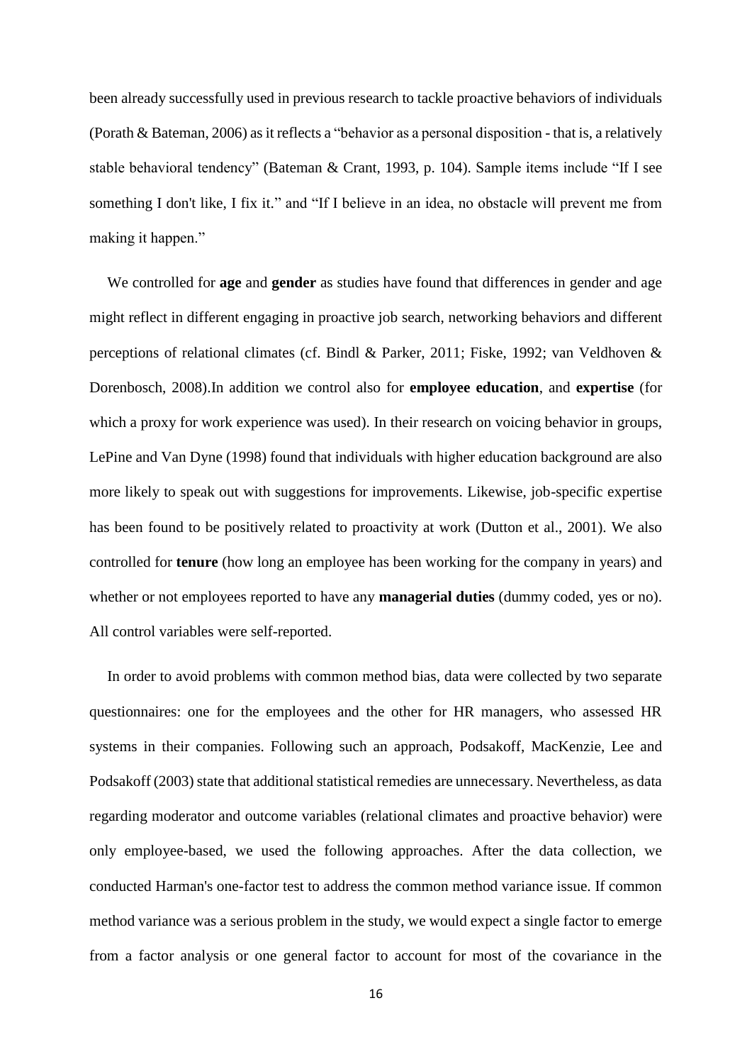been already successfully used in previous research to tackle proactive behaviors of individuals (Porath & Bateman, 2006) as it reflects a "behavior as a personal disposition - that is, a relatively stable behavioral tendency" (Bateman & Crant, 1993, p. 104). Sample items include "If I see something I don't like, I fix it." and "If I believe in an idea, no obstacle will prevent me from making it happen."

We controlled for **age** and **gender** as studies have found that differences in gender and age might reflect in different engaging in proactive job search, networking behaviors and different perceptions of relational climates (cf. Bindl & Parker, 2011; Fiske, 1992; van Veldhoven & Dorenbosch, 2008).In addition we control also for **employee education**, and **expertise** (for which a proxy for work experience was used). In their research on voicing behavior in groups, LePine and Van Dyne (1998) found that individuals with higher education background are also more likely to speak out with suggestions for improvements. Likewise, job-specific expertise has been found to be positively related to proactivity at work (Dutton et al., 2001). We also controlled for **tenure** (how long an employee has been working for the company in years) and whether or not employees reported to have any **managerial duties** (dummy coded, yes or no). All control variables were self-reported.

In order to avoid problems with common method bias, data were collected by two separate questionnaires: one for the employees and the other for HR managers, who assessed HR systems in their companies. Following such an approach, Podsakoff, MacKenzie, Lee and Podsakoff (2003) state that additional statistical remedies are unnecessary. Nevertheless, as data regarding moderator and outcome variables (relational climates and proactive behavior) were only employee-based, we used the following approaches. After the data collection, we conducted Harman's one-factor test to address the common method variance issue. If common method variance was a serious problem in the study, we would expect a single factor to emerge from a factor analysis or one general factor to account for most of the covariance in the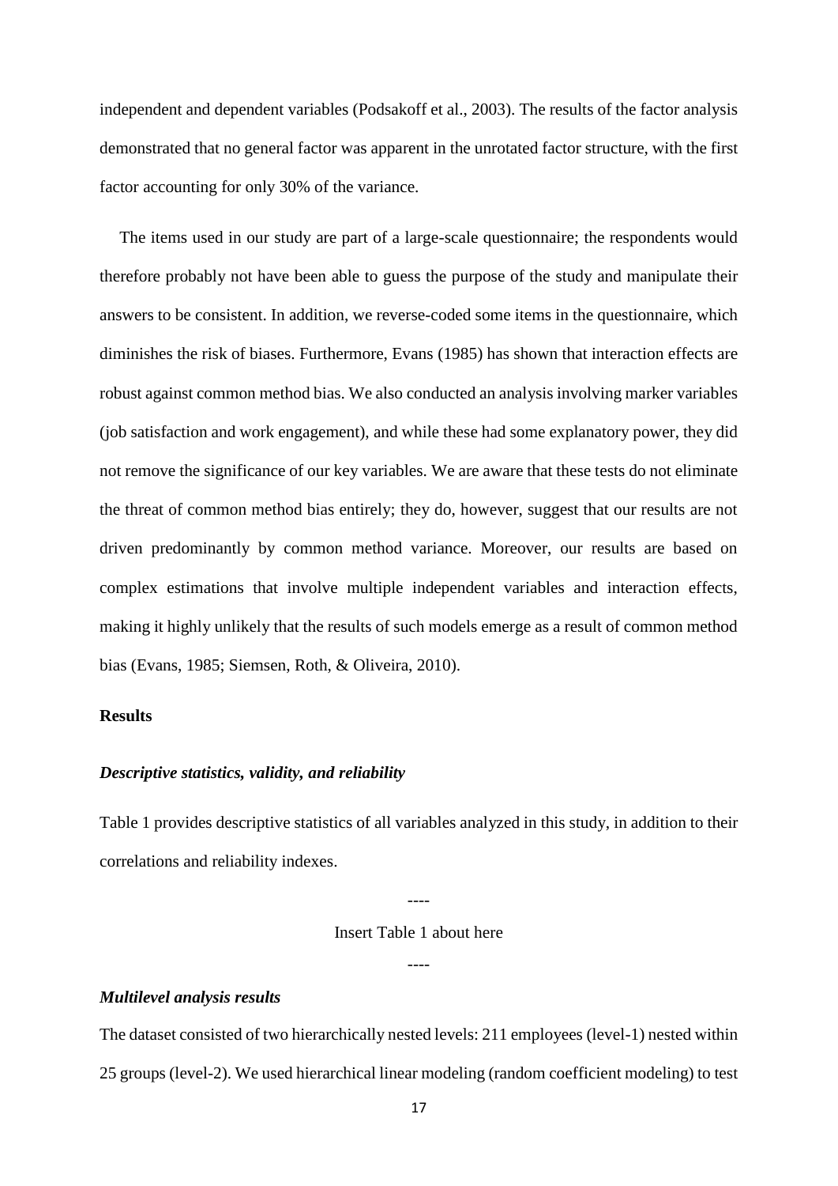independent and dependent variables (Podsakoff et al., 2003). The results of the factor analysis demonstrated that no general factor was apparent in the unrotated factor structure, with the first factor accounting for only 30% of the variance.

The items used in our study are part of a large-scale questionnaire; the respondents would therefore probably not have been able to guess the purpose of the study and manipulate their answers to be consistent. In addition, we reverse-coded some items in the questionnaire, which diminishes the risk of biases. Furthermore, Evans (1985) has shown that interaction effects are robust against common method bias. We also conducted an analysis involving marker variables (job satisfaction and work engagement), and while these had some explanatory power, they did not remove the significance of our key variables. We are aware that these tests do not eliminate the threat of common method bias entirely; they do, however, suggest that our results are not driven predominantly by common method variance. Moreover, our results are based on complex estimations that involve multiple independent variables and interaction effects, making it highly unlikely that the results of such models emerge as a result of common method bias (Evans, 1985; Siemsen, Roth, & Oliveira, 2010).

## Results

### *Descriptive statistics, validity, and reliability*

Table 1 provides descriptive statistics of all variables analyzed in this study, in addition to their correlations and reliability indexes.

----

Insert Table 1 about here

----

### *Multilevel analysis results*

The dataset consisted of two hierarchically nested levels: 211 employees (level-1) nested within 25 groups (level-2). We used hierarchical linear modeling (random coefficient modeling) to test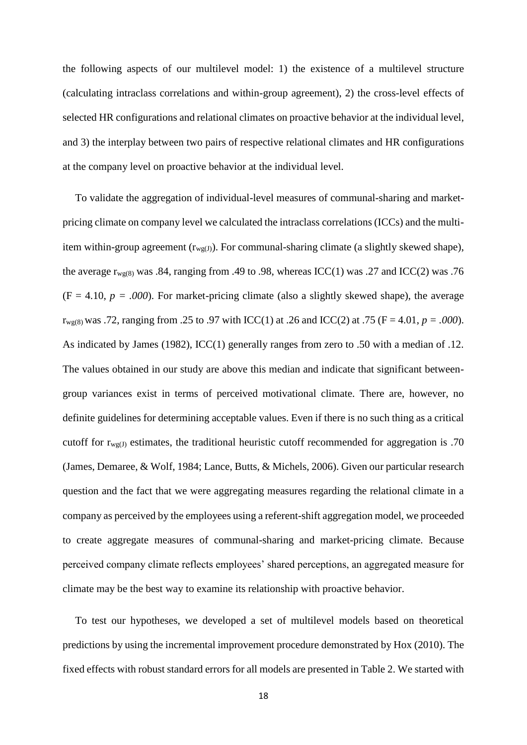the following aspects of our multilevel model: 1) the existence of a multilevel structure (calculating intraclass correlations and within-group agreement), 2) the cross-level effects of selected HR configurations and relational climates on proactive behavior at the individual level, and 3) the interplay between two pairs of respective relational climates and HR configurations at the company level on proactive behavior at the individual level.

To validate the aggregation of individual-level measures of communal-sharing and market-pricing climate on company level we calculated the intraclass correlations (ICCs) and the multi-item within-group agreement ($r_{wg(J)}$). For communal-sharing climate (a slightly skewed shape), the average $r_{wg(8)}$ was .84, ranging from .49 to .98, whereas ICC(1) was .27 and ICC(2) was .76 ($F = 4.10$, $p = .000$). For market-pricing climate (also a slightly skewed shape), the average $r_{wg(8)}$ was .72, ranging from .25 to .97 with ICC(1) at .26 and ICC(2) at .75 ($F = 4.01$, $p = .000$). As indicated by James (1982), ICC(1) generally ranges from zero to .50 with a median of .12. The values obtained in our study are above this median and indicate that significant between-group variances exist in terms of perceived motivational climate. There are, however, no definite guidelines for determining acceptable values. Even if there is no such thing as a critical cutoff for $r_{wg(J)}$ estimates, the traditional heuristic cutoff recommended for aggregation is .70 (James, Demaree, & Wolf, 1984; Lance, Butts, & Michels, 2006). Given our particular research question and the fact that we were aggregating measures regarding the relational climate in a company as perceived by the employees using a referent-shift aggregation model, we proceeded to create aggregate measures of communal-sharing and market-pricing climate. Because perceived company climate reflects employees' shared perceptions, an aggregated measure for climate may be the best way to examine its relationship with proactive behavior.

To test our hypotheses, we developed a set of multilevel models based on theoretical predictions by using the incremental improvement procedure demonstrated by Hox (2010). The fixed effects with robust standard errors for all models are presented in Table 2. We started with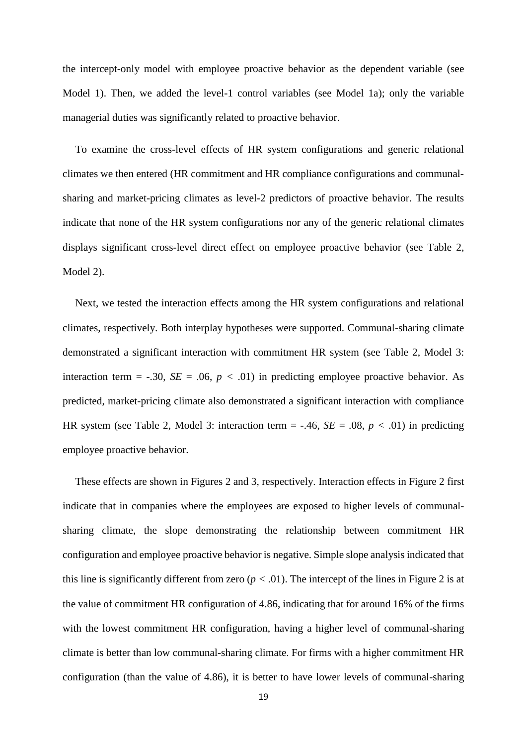the intercept-only model with employee proactive behavior as the dependent variable (see Model 1). Then, we added the level-1 control variables (see Model 1a); only the variable managerial duties was significantly related to proactive behavior.

To examine the cross-level effects of HR system configurations and generic relational climates we then entered (HR commitment and HR compliance configurations and communal-sharing and market-pricing climates as level-2 predictors of proactive behavior. The results indicate that none of the HR system configurations nor any of the generic relational climates displays significant cross-level direct effect on employee proactive behavior (see Table 2, Model 2).

Next, we tested the interaction effects among the HR system configurations and relational climates, respectively. Both interplay hypotheses were supported. Communal-sharing climate demonstrated a significant interaction with commitment HR system (see Table 2, Model 3: interaction term = -.30, *SE* = .06, $p < .01$) in predicting employee proactive behavior. As predicted, market-pricing climate also demonstrated a significant interaction with compliance HR system (see Table 2, Model 3: interaction term = -.46, *SE* = .08, $p < .01$) in predicting employee proactive behavior.

These effects are shown in Figures 2 and 3, respectively. Interaction effects in Figure 2 first indicate that in companies where the employees are exposed to higher levels of communal-sharing climate, the slope demonstrating the relationship between commitment HR configuration and employee proactive behavior is negative. Simple slope analysis indicated that this line is significantly different from zero ($p < .01$). The intercept of the lines in Figure 2 is at the value of commitment HR configuration of 4.86, indicating that for around 16% of the firms with the lowest commitment HR configuration, having a higher level of communal-sharing climate is better than low communal-sharing climate. For firms with a higher commitment HR configuration (than the value of 4.86), it is better to have lower levels of communal-sharing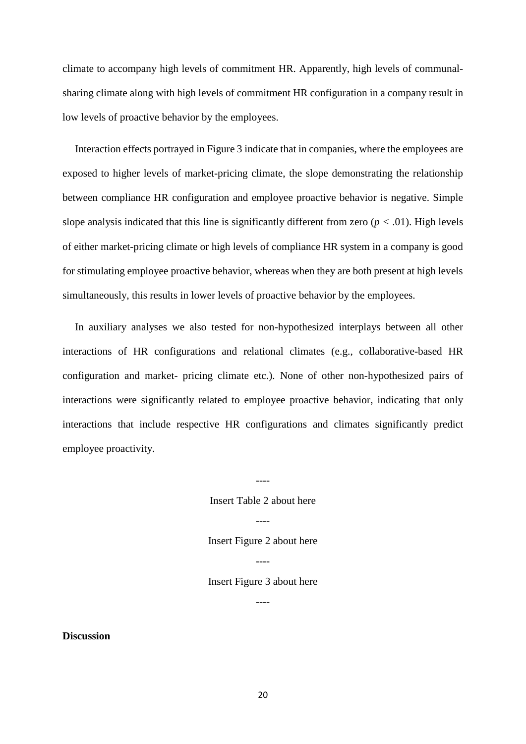climate to accompany high levels of commitment HR. Apparently, high levels of communal-sharing climate along with high levels of commitment HR configuration in a company result in low levels of proactive behavior by the employees.

Interaction effects portrayed in Figure 3 indicate that in companies, where the employees are exposed to higher levels of market-pricing climate, the slope demonstrating the relationship between compliance HR configuration and employee proactive behavior is negative. Simple slope analysis indicated that this line is significantly different from zero ($p < .01$). High levels of either market-pricing climate or high levels of compliance HR system in a company is good for stimulating employee proactive behavior, whereas when they are both present at high levels simultaneously, this results in lower levels of proactive behavior by the employees.

In auxiliary analyses we also tested for non-hypothesized interplays between all other interactions of HR configurations and relational climates (e.g., collaborative-based HR configuration and market- pricing climate etc.). None of other non-hypothesized pairs of interactions were significantly related to employee proactive behavior, indicating that only interactions that include respective HR configurations and climates significantly predict employee proactivity.

----

Insert Table 2 about here

----

Insert Figure 2 about here

----

Insert Figure 3 about here

----

**Discussion**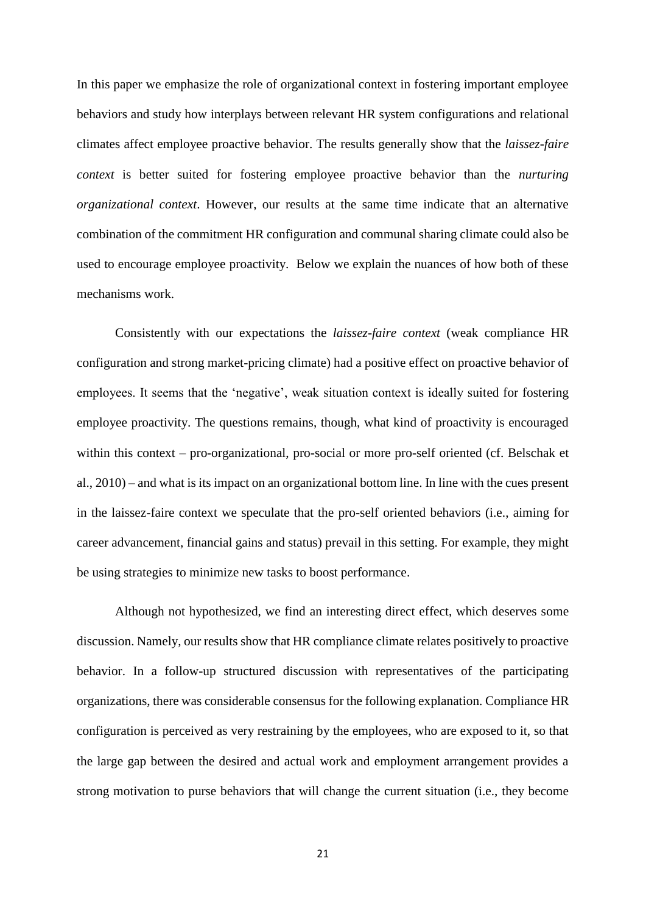In this paper we emphasize the role of organizational context in fostering important employee behaviors and study how interplays between relevant HR system configurations and relational climates affect employee proactive behavior. The results generally show that the *laissez-faire context* is better suited for fostering employee proactive behavior than the *nurturing organizational context*. However, our results at the same time indicate that an alternative combination of the commitment HR configuration and communal sharing climate could also be used to encourage employee proactivity. Below we explain the nuances of how both of these mechanisms work.

Consistently with our expectations the *laissez-faire context* (weak compliance HR configuration and strong market-pricing climate) had a positive effect on proactive behavior of employees. It seems that the 'negative', weak situation context is ideally suited for fostering employee proactivity. The questions remains, though, what kind of proactivity is encouraged within this context – pro-organizational, pro-social or more pro-self oriented (cf. Belschak et al., 2010) – and what is its impact on an organizational bottom line. In line with the cues present in the laissez-faire context we speculate that the pro-self oriented behaviors (i.e., aiming for career advancement, financial gains and status) prevail in this setting. For example, they might be using strategies to minimize new tasks to boost performance.

Although not hypothesized, we find an interesting direct effect, which deserves some discussion. Namely, our results show that HR compliance climate relates positively to proactive behavior. In a follow-up structured discussion with representatives of the participating organizations, there was considerable consensus for the following explanation. Compliance HR configuration is perceived as very restraining by the employees, who are exposed to it, so that the large gap between the desired and actual work and employment arrangement provides a strong motivation to purse behaviors that will change the current situation (i.e., they become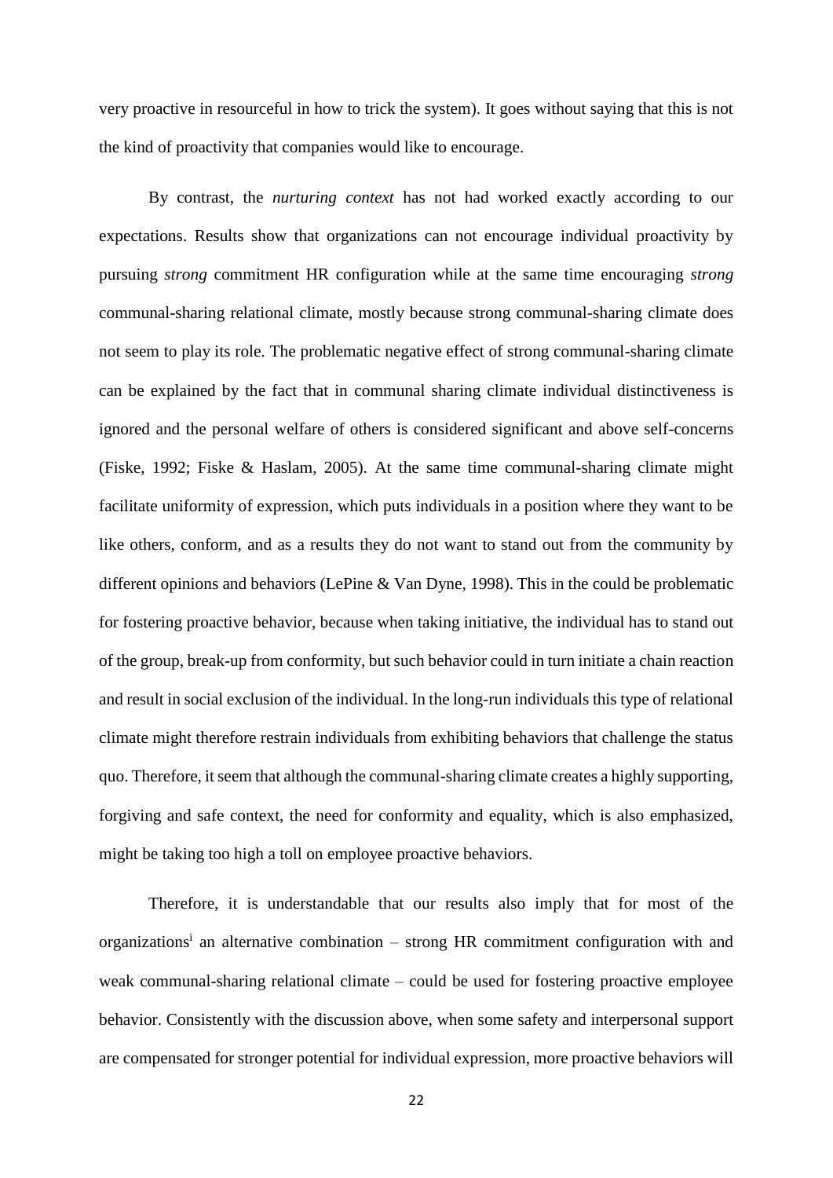very proactive in resourceful in how to trick the system). It goes without saying that this is not the kind of proactivity that companies would like to encourage.

By contrast, the *nurturing context* has not had worked exactly according to our expectations. Results show that organizations can not encourage individual proactivity by pursuing *strong* commitment HR configuration while at the same time encouraging *strong* communal-sharing relational climate, mostly because strong communal-sharing climate does not seem to play its role. The problematic negative effect of strong communal-sharing climate can be explained by the fact that in communal sharing climate individual distinctiveness is ignored and the personal welfare of others is considered significant and above self-concerns (Fiske, 1992; Fiske & Haslam, 2005). At the same time communal-sharing climate might facilitate uniformity of expression, which puts individuals in a position where they want to be like others, conform, and as a results they do not want to stand out from the community by different opinions and behaviors (LePine & Van Dyne, 1998). This in the could be problematic for fostering proactive behavior, because when taking initiative, the individual has to stand out of the group, break-up from conformity, but such behavior could in turn initiate a chain reaction and result in social exclusion of the individual. In the long-run individuals this type of relational climate might therefore restrain individuals from exhibiting behaviors that challenge the status quo. Therefore, it seem that although the communal-sharing climate creates a highly supporting, forgiving and safe context, the need for conformity and equality, which is also emphasized, might be taking too high a toll on employee proactive behaviors.

Therefore, it is understandable that our results also imply that for most of the organizations[i] an alternative combination – strong HR commitment configuration with and weak communal-sharing relational climate – could be used for fostering proactive employee behavior. Consistently with the discussion above, when some safety and interpersonal support are compensated for stronger potential for individual expression, more proactive behaviors will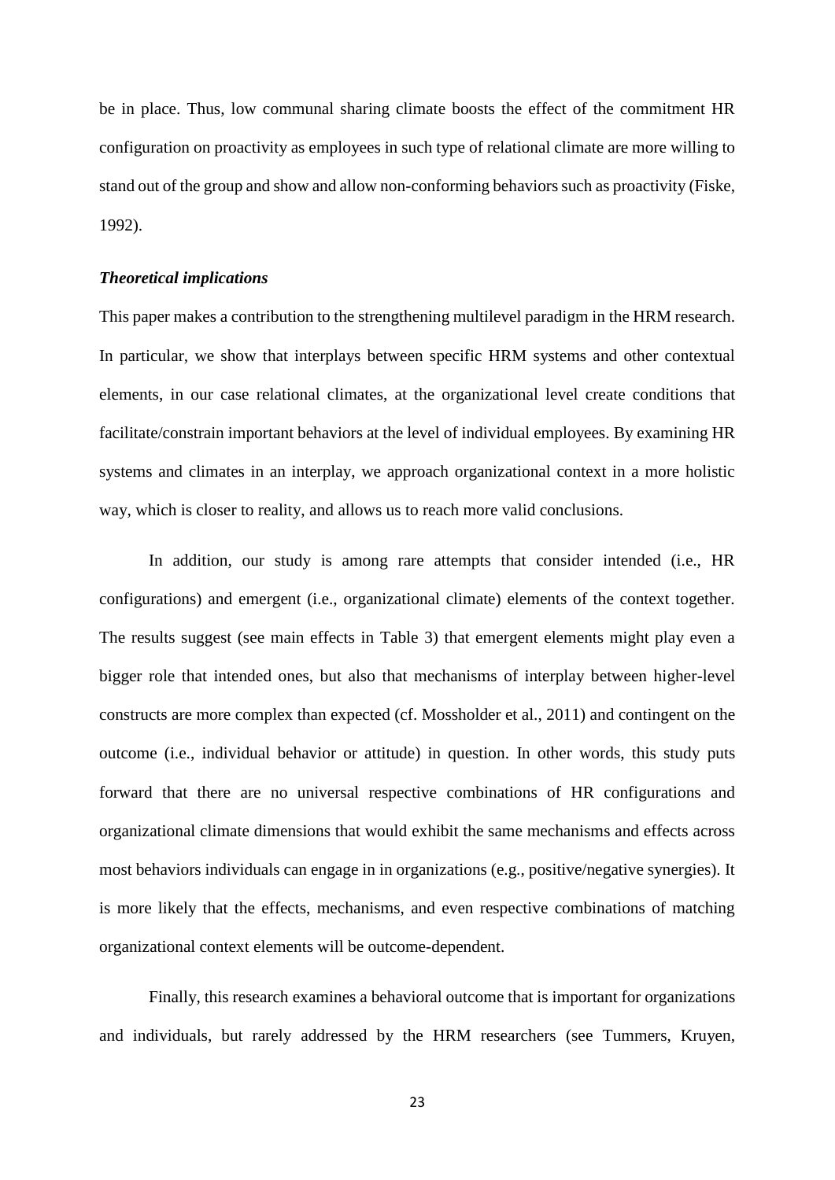be in place. Thus, low communal sharing climate boosts the effect of the commitment HR configuration on proactivity as employees in such type of relational climate are more willing to stand out of the group and show and allow non-conforming behaviors such as proactivity (Fiske, 1992).

### *Theoretical implications*

This paper makes a contribution to the strengthening multilevel paradigm in the HRM research. In particular, we show that interplays between specific HRM systems and other contextual elements, in our case relational climates, at the organizational level create conditions that facilitate/constrain important behaviors at the level of individual employees. By examining HR systems and climates in an interplay, we approach organizational context in a more holistic way, which is closer to reality, and allows us to reach more valid conclusions.

In addition, our study is among rare attempts that consider intended (i.e., HR configurations) and emergent (i.e., organizational climate) elements of the context together. The results suggest (see main effects in Table 3) that emergent elements might play even a bigger role that intended ones, but also that mechanisms of interplay between higher-level constructs are more complex than expected (cf. Mossholder et al., 2011) and contingent on the outcome (i.e., individual behavior or attitude) in question. In other words, this study puts forward that there are no universal respective combinations of HR configurations and organizational climate dimensions that would exhibit the same mechanisms and effects across most behaviors individuals can engage in in organizations (e.g., positive/negative synergies). It is more likely that the effects, mechanisms, and even respective combinations of matching organizational context elements will be outcome-dependent.

Finally, this research examines a behavioral outcome that is important for organizations and individuals, but rarely addressed by the HRM researchers (see Tummers, Kruyen,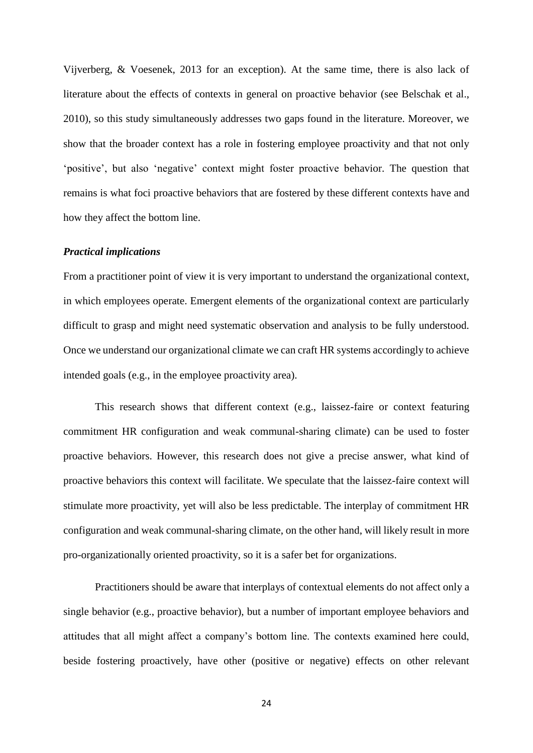Vijverberg, & Voesenek, 2013 for an exception). At the same time, there is also lack of literature about the effects of contexts in general on proactive behavior (see Belschak et al., 2010), so this study simultaneously addresses two gaps found in the literature. Moreover, we show that the broader context has a role in fostering employee proactivity and that not only 'positive', but also 'negative' context might foster proactive behavior. The question that remains is what foci proactive behaviors that are fostered by these different contexts have and how they affect the bottom line.

### *Practical implications*

From a practitioner point of view it is very important to understand the organizational context, in which employees operate. Emergent elements of the organizational context are particularly difficult to grasp and might need systematic observation and analysis to be fully understood. Once we understand our organizational climate we can craft HR systems accordingly to achieve intended goals (e.g., in the employee proactivity area).

This research shows that different context (e.g., laissez-faire or context featuring commitment HR configuration and weak communal-sharing climate) can be used to foster proactive behaviors. However, this research does not give a precise answer, what kind of proactive behaviors this context will facilitate. We speculate that the laissez-faire context will stimulate more proactivity, yet will also be less predictable. The interplay of commitment HR configuration and weak communal-sharing climate, on the other hand, will likely result in more pro-organizationally oriented proactivity, so it is a safer bet for organizations.

Practitioners should be aware that interplays of contextual elements do not affect only a single behavior (e.g., proactive behavior), but a number of important employee behaviors and attitudes that all might affect a company's bottom line. The contexts examined here could, beside fostering proactively, have other (positive or negative) effects on other relevant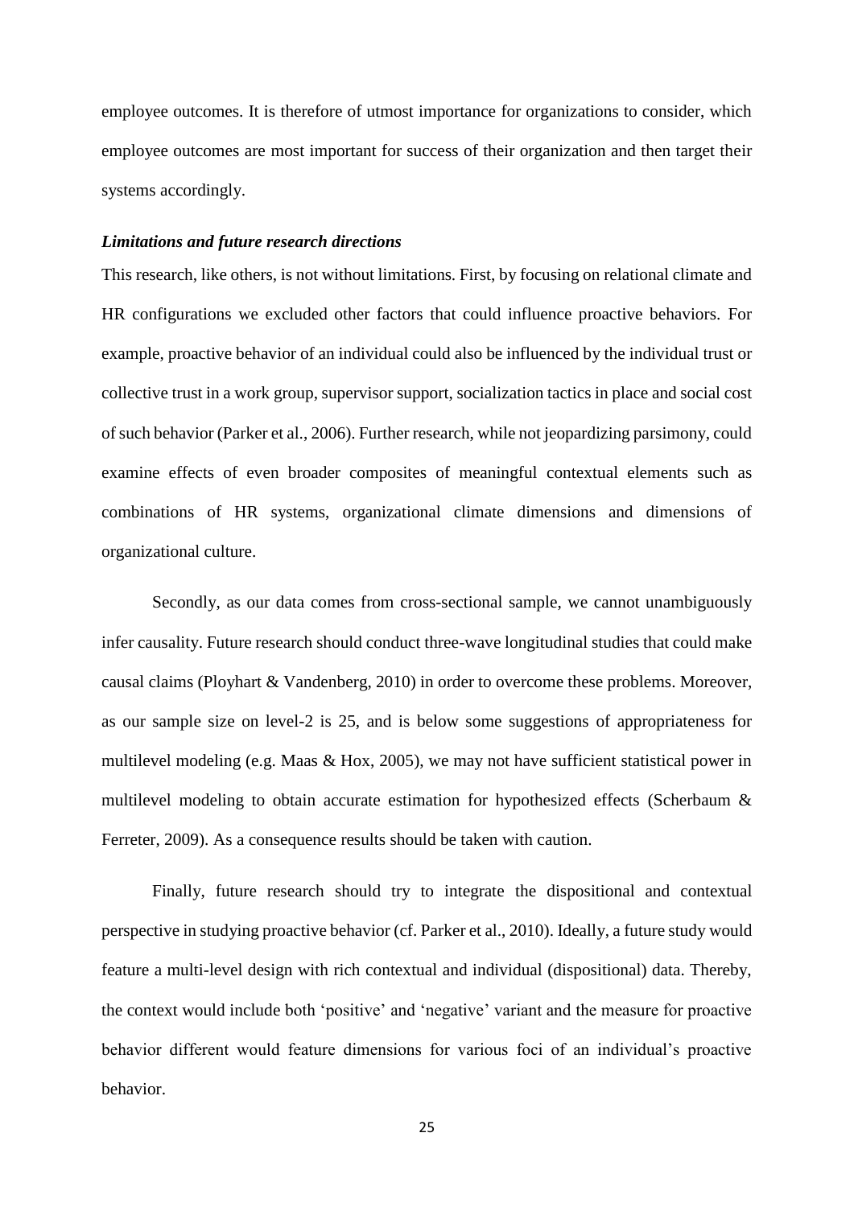employee outcomes. It is therefore of utmost importance for organizations to consider, which employee outcomes are most important for success of their organization and then target their systems accordingly.

### *Limitations and future research directions*

This research, like others, is not without limitations. First, by focusing on relational climate and HR configurations we excluded other factors that could influence proactive behaviors. For example, proactive behavior of an individual could also be influenced by the individual trust or collective trust in a work group, supervisor support, socialization tactics in place and social cost of such behavior (Parker et al., 2006). Further research, while not jeopardizing parsimony, could examine effects of even broader composites of meaningful contextual elements such as combinations of HR systems, organizational climate dimensions and dimensions of organizational culture.

Secondly, as our data comes from cross-sectional sample, we cannot unambiguously infer causality. Future research should conduct three-wave longitudinal studies that could make causal claims (Ployhart & Vandenberg, 2010) in order to overcome these problems. Moreover, as our sample size on level-2 is 25, and is below some suggestions of appropriateness for multilevel modeling (e.g. Maas & Hox, 2005), we may not have sufficient statistical power in multilevel modeling to obtain accurate estimation for hypothesized effects (Scherbaum & Ferreter, 2009). As a consequence results should be taken with caution.

Finally, future research should try to integrate the dispositional and contextual perspective in studying proactive behavior (cf. Parker et al., 2010). Ideally, a future study would feature a multi-level design with rich contextual and individual (dispositional) data. Thereby, the context would include both 'positive' and 'negative' variant and the measure for proactive behavior different would feature dimensions for various foci of an individual's proactive behavior.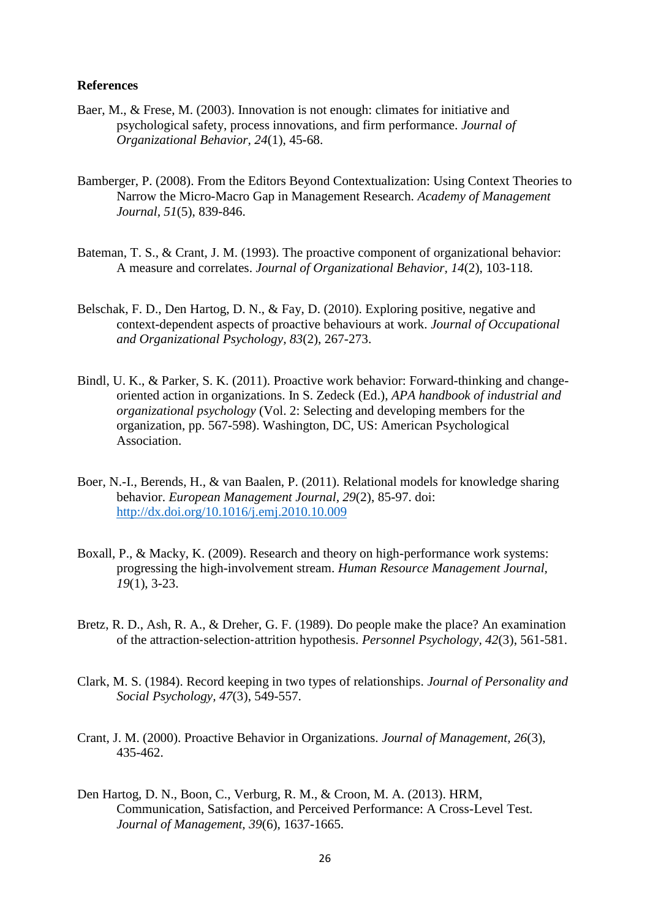**References**

Baer, M., & Frese, M. (2003). Innovation is not enough: climates for initiative and psychological safety, process innovations, and firm performance. *Journal of Organizational Behavior, 24*(1), 45-68.

Bamberger, P. (2008). From the Editors Beyond Contextualization: Using Context Theories to Narrow the Micro-Macro Gap in Management Research. *Academy of Management Journal, 51*(5), 839-846.

Bateman, T. S., & Crant, J. M. (1993). The proactive component of organizational behavior: A measure and correlates. *Journal of Organizational Behavior, 14*(2), 103-118.

Belschak, F. D., Den Hartog, D. N., & Fay, D. (2010). Exploring positive, negative and context-dependent aspects of proactive behaviours at work. *Journal of Occupational and Organizational Psychology, 83*(2), 267-273.

Bindl, U. K., & Parker, S. K. (2011). Proactive work behavior: Forward-thinking and change-oriented action in organizations. In S. Zedeck (Ed.), *APA handbook of industrial and organizational psychology* (Vol. 2: Selecting and developing members for the organization, pp. 567-598). Washington, DC, US: American Psychological Association.

Boer, N.-I., Berends, H., & van Baalen, P. (2011). Relational models for knowledge sharing behavior. *European Management Journal, 29*(2), 85-97. doi: http://dx.doi.org/10.1016/j.emj.2010.10.009

Boxall, P., & Macky, K. (2009). Research and theory on high-performance work systems: progressing the high-involvement stream. *Human Resource Management Journal, 19*(1), 3-23.

Bretz, R. D., Ash, R. A., & Dreher, G. F. (1989). Do people make the place? An examination of the attraction-selection-attrition hypothesis. *Personnel Psychology, 42*(3), 561-581.

Clark, M. S. (1984). Record keeping in two types of relationships. *Journal of Personality and Social Psychology, 47*(3), 549-557.

Crant, J. M. (2000). Proactive Behavior in Organizations. *Journal of Management, 26*(3), 435-462.

Den Hartog, D. N., Boon, C., Verburg, R. M., & Croon, M. A. (2013). HRM, Communication, Satisfaction, and Perceived Performance: A Cross-Level Test. *Journal of Management, 39*(6), 1637-1665.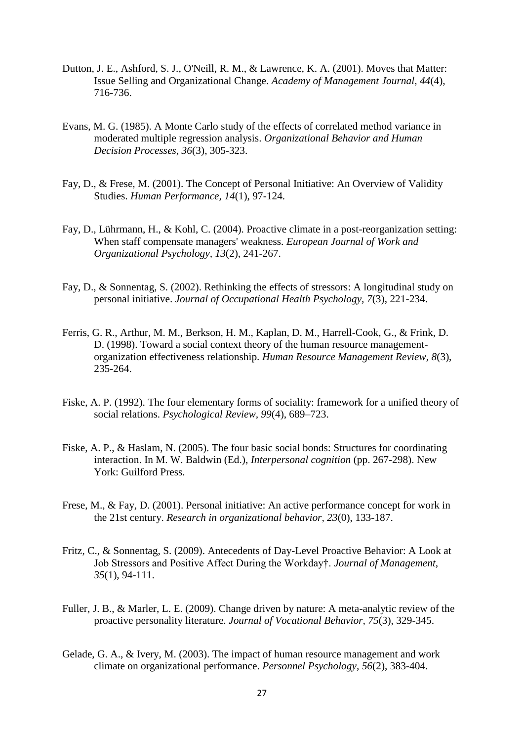Dutton, J. E., Ashford, S. J., O'Neill, R. M., & Lawrence, K. A. (2001). Moves that Matter: Issue Selling and Organizational Change. *Academy of Management Journal, 44*(4), 716-736.

Evans, M. G. (1985). A Monte Carlo study of the effects of correlated method variance in moderated multiple regression analysis. *Organizational Behavior and Human Decision Processes, 36*(3), 305-323.

Fay, D., & Frese, M. (2001). The Concept of Personal Initiative: An Overview of Validity Studies. *Human Performance, 14*(1), 97-124.

Fay, D., Lührmann, H., & Kohl, C. (2004). Proactive climate in a post-reorganization setting: When staff compensate managers' weakness. *European Journal of Work and Organizational Psychology, 13*(2), 241-267.

Fay, D., & Sonnentag, S. (2002). Rethinking the effects of stressors: A longitudinal study on personal initiative. *Journal of Occupational Health Psychology, 7*(3), 221-234.

Ferris, G. R., Arthur, M. M., Berkson, H. M., Kaplan, D. M., Harrell-Cook, G., & Frink, D. D. (1998). Toward a social context theory of the human resource management-organization effectiveness relationship. *Human Resource Management Review, 8*(3), 235-264.

Fiske, A. P. (1992). The four elementary forms of sociality: framework for a unified theory of social relations. *Psychological Review, 99*(4), 689–723.

Fiske, A. P., & Haslam, N. (2005). The four basic social bonds: Structures for coordinating interaction. In M. W. Baldwin (Ed.), *Interpersonal cognition* (pp. 267-298). New York: Guilford Press.

Frese, M., & Fay, D. (2001). Personal initiative: An active performance concept for work in the 21st century. *Research in organizational behavior, 23*(0), 133-187.

Fritz, C., & Sonnentag, S. (2009). Antecedents of Day-Level Proactive Behavior: A Look at Job Stressors and Positive Affect During the Workday†. *Journal of Management, 35*(1), 94-111.

Fuller, J. B., & Marler, L. E. (2009). Change driven by nature: A meta-analytic review of the proactive personality literature. *Journal of Vocational Behavior, 75*(3), 329-345.

Gelade, G. A., & Ivery, M. (2003). The impact of human resource management and work climate on organizational performance. *Personnel Psychology, 56*(2), 383-404.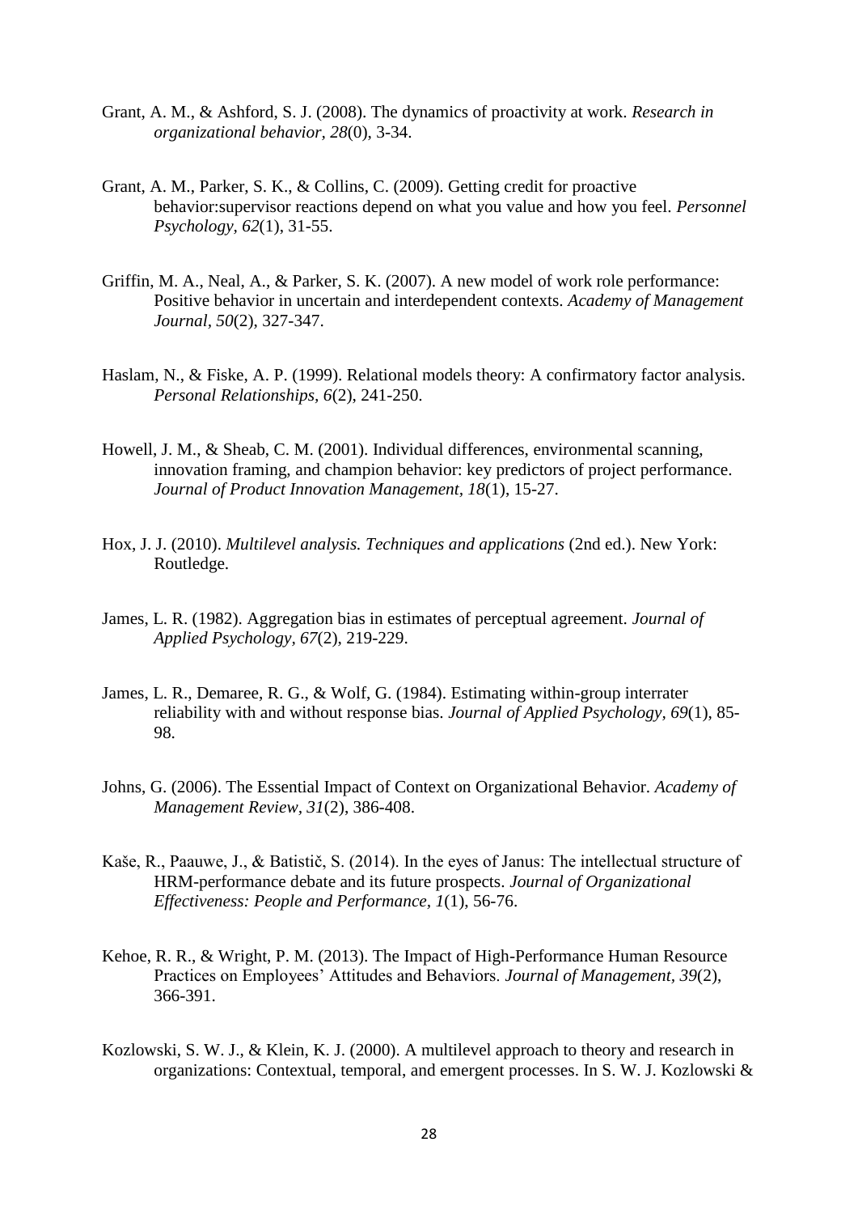Grant, A. M., & Ashford, S. J. (2008). The dynamics of proactivity at work. *Research in organizational behavior, 28*(0), 3-34.

Grant, A. M., Parker, S. K., & Collins, C. (2009). Getting credit for proactive behavior:supervisor reactions depend on what you value and how you feel. *Personnel Psychology, 62*(1), 31-55.

Griffin, M. A., Neal, A., & Parker, S. K. (2007). A new model of work role performance: Positive behavior in uncertain and interdependent contexts. *Academy of Management Journal, 50*(2), 327-347.

Haslam, N., & Fiske, A. P. (1999). Relational models theory: A confirmatory factor analysis. *Personal Relationships, 6*(2), 241-250.

Howell, J. M., & Sheab, C. M. (2001). Individual differences, environmental scanning, innovation framing, and champion behavior: key predictors of project performance. *Journal of Product Innovation Management, 18*(1), 15-27.

Hox, J. J. (2010). *Multilevel analysis. Techniques and applications* (2nd ed.). New York: Routledge.

James, L. R. (1982). Aggregation bias in estimates of perceptual agreement. *Journal of Applied Psychology, 67*(2), 219-229.

James, L. R., Demaree, R. G., & Wolf, G. (1984). Estimating within-group interrater reliability with and without response bias. *Journal of Applied Psychology, 69*(1), 85-98.

Johns, G. (2006). The Essential Impact of Context on Organizational Behavior. *Academy of Management Review, 31*(2), 386-408.

Kaše, R., Paauwe, J., & Batistič, S. (2014). In the eyes of Janus: The intellectual structure of HRM-performance debate and its future prospects. *Journal of Organizational Effectiveness: People and Performance, 1*(1), 56-76.

Kehoe, R. R., & Wright, P. M. (2013). The Impact of High-Performance Human Resource Practices on Employees' Attitudes and Behaviors. *Journal of Management, 39*(2), 366-391.

Kozlowski, S. W. J., & Klein, K. J. (2000). A multilevel approach to theory and research in organizations: Contextual, temporal, and emergent processes. In S. W. J. Kozlowski &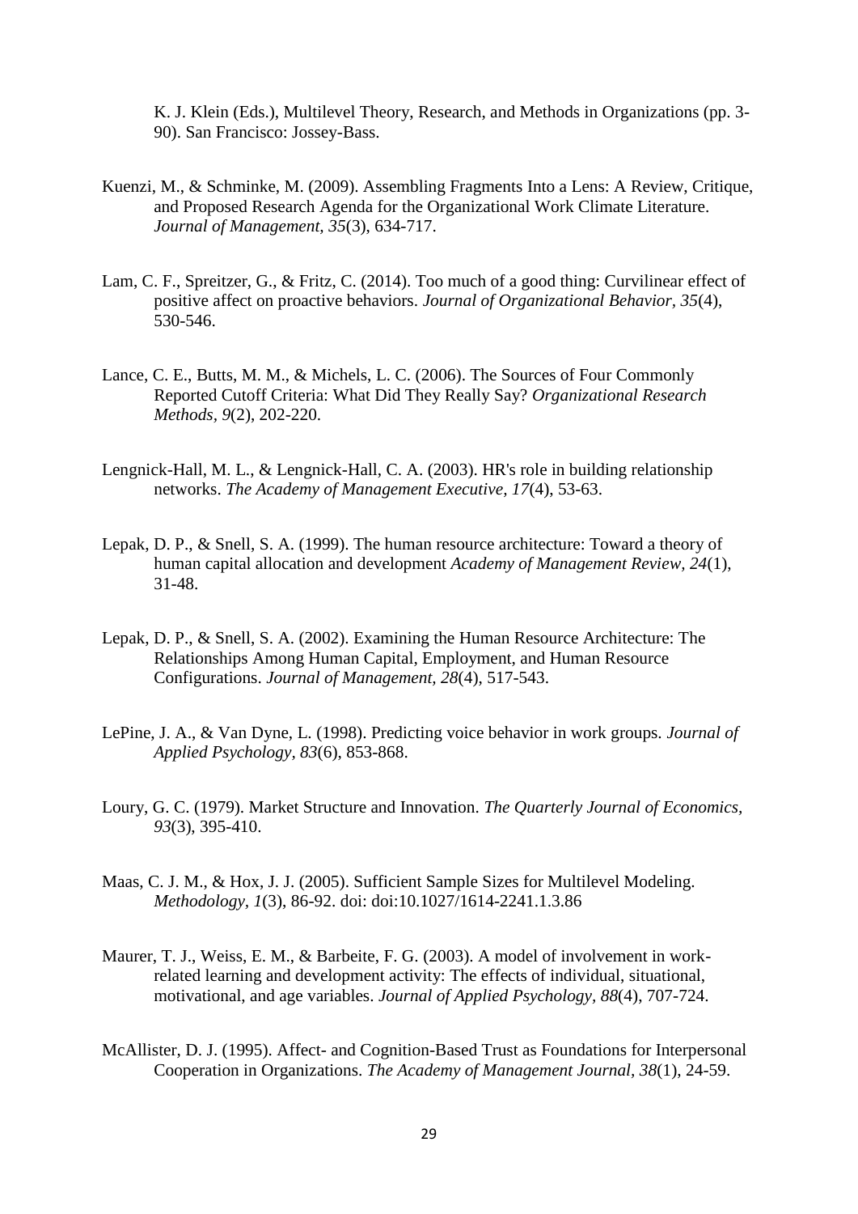K. J. Klein (Eds.), Multilevel Theory, Research, and Methods in Organizations (pp. 3-90). San Francisco: Jossey-Bass.

Kuenzi, M., & Schminke, M. (2009). Assembling Fragments Into a Lens: A Review, Critique, and Proposed Research Agenda for the Organizational Work Climate Literature. *Journal of Management, 35*(3), 634-717.

Lam, C. F., Spreitzer, G., & Fritz, C. (2014). Too much of a good thing: Curvilinear effect of positive affect on proactive behaviors. *Journal of Organizational Behavior, 35*(4), 530-546.

Lance, C. E., Butts, M. M., & Michels, L. C. (2006). The Sources of Four Commonly Reported Cutoff Criteria: What Did They Really Say? *Organizational Research Methods, 9*(2), 202-220.

Lengnick-Hall, M. L., & Lengnick-Hall, C. A. (2003). HR's role in building relationship networks. *The Academy of Management Executive, 17*(4), 53-63.

Lepak, D. P., & Snell, S. A. (1999). The human resource architecture: Toward a theory of human capital allocation and development *Academy of Management Review, 24*(1), 31-48.

Lepak, D. P., & Snell, S. A. (2002). Examining the Human Resource Architecture: The Relationships Among Human Capital, Employment, and Human Resource Configurations. *Journal of Management, 28*(4), 517-543.

LePine, J. A., & Van Dyne, L. (1998). Predicting voice behavior in work groups. *Journal of Applied Psychology, 83*(6), 853-868.

Loury, G. C. (1979). Market Structure and Innovation. *The Quarterly Journal of Economics, 93*(3), 395-410.

Maas, C. J. M., & Hox, J. J. (2005). Sufficient Sample Sizes for Multilevel Modeling. *Methodology, 1*(3), 86-92. doi: doi:10.1027/1614-2241.1.3.86

Maurer, T. J., Weiss, E. M., & Barbeite, F. G. (2003). A model of involvement in work-related learning and development activity: The effects of individual, situational, motivational, and age variables. *Journal of Applied Psychology, 88*(4), 707-724.

McAllister, D. J. (1995). Affect- and Cognition-Based Trust as Foundations for Interpersonal Cooperation in Organizations. *The Academy of Management Journal, 38*(1), 24-59.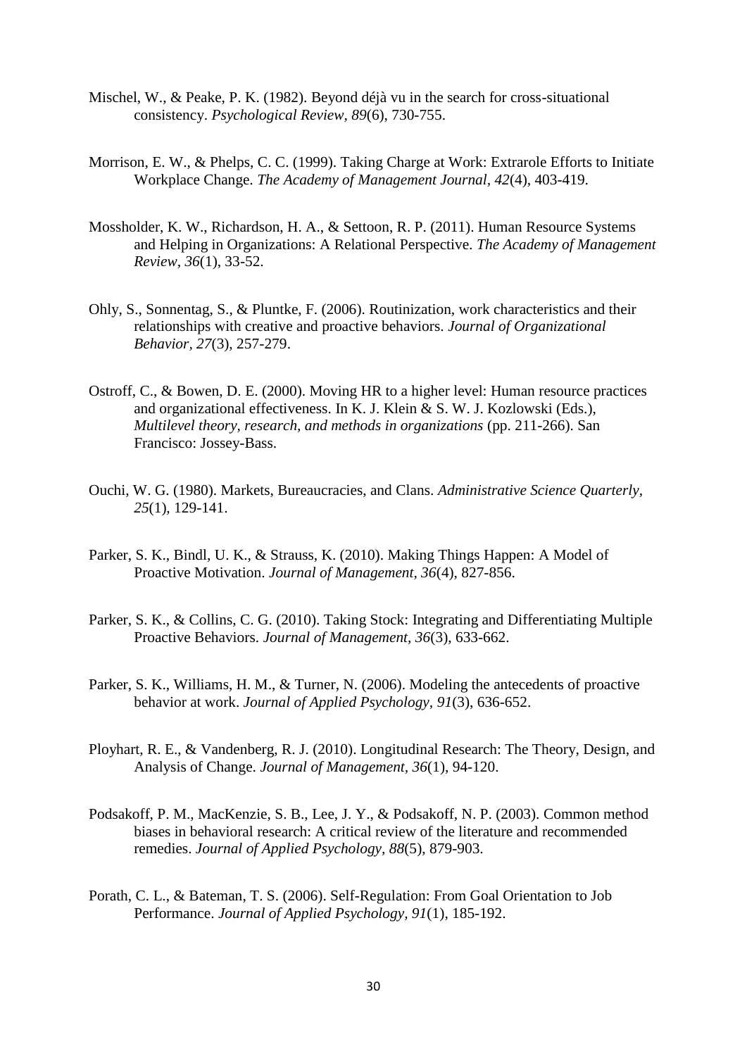Mischel, W., & Peake, P. K. (1982). Beyond déjà vu in the search for cross-situational consistency. *Psychological Review, 89*(6), 730-755.

Morrison, E. W., & Phelps, C. C. (1999). Taking Charge at Work: Extrarole Efforts to Initiate Workplace Change. *The Academy of Management Journal, 42*(4), 403-419.

Mossholder, K. W., Richardson, H. A., & Settoon, R. P. (2011). Human Resource Systems and Helping in Organizations: A Relational Perspective. *The Academy of Management Review, 36*(1), 33-52.

Ohly, S., Sonnentag, S., & Pluntke, F. (2006). Routinization, work characteristics and their relationships with creative and proactive behaviors. *Journal of Organizational Behavior, 27*(3), 257-279.

Ostroff, C., & Bowen, D. E. (2000). Moving HR to a higher level: Human resource practices and organizational effectiveness. In K. J. Klein & S. W. J. Kozlowski (Eds.), *Multilevel theory, research, and methods in organizations* (pp. 211-266). San Francisco: Jossey-Bass.

Ouchi, W. G. (1980). Markets, Bureaucracies, and Clans. *Administrative Science Quarterly, 25*(1), 129-141.

Parker, S. K., Bindl, U. K., & Strauss, K. (2010). Making Things Happen: A Model of Proactive Motivation. *Journal of Management, 36*(4), 827-856.

Parker, S. K., & Collins, C. G. (2010). Taking Stock: Integrating and Differentiating Multiple Proactive Behaviors. *Journal of Management, 36*(3), 633-662.

Parker, S. K., Williams, H. M., & Turner, N. (2006). Modeling the antecedents of proactive behavior at work. *Journal of Applied Psychology, 91*(3), 636-652.

Ployhart, R. E., & Vandenberg, R. J. (2010). Longitudinal Research: The Theory, Design, and Analysis of Change. *Journal of Management, 36*(1), 94-120.

Podsakoff, P. M., MacKenzie, S. B., Lee, J. Y., & Podsakoff, N. P. (2003). Common method biases in behavioral research: A critical review of the literature and recommended remedies. *Journal of Applied Psychology, 88*(5), 879-903.

Porath, C. L., & Bateman, T. S. (2006). Self-Regulation: From Goal Orientation to Job Performance. *Journal of Applied Psychology, 91*(1), 185-192.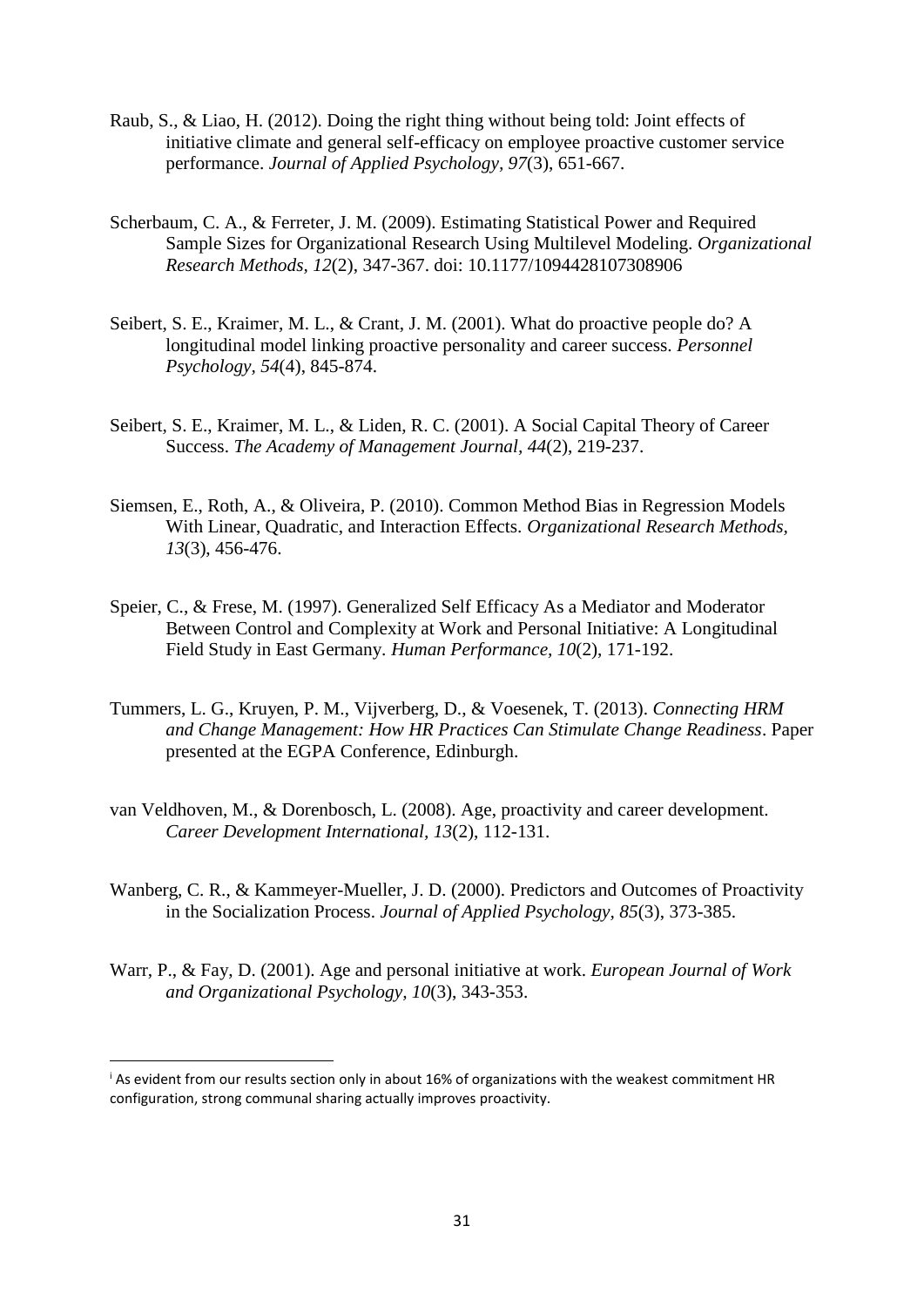Raub, S., & Liao, H. (2012). Doing the right thing without being told: Joint effects of initiative climate and general self-efficacy on employee proactive customer service performance. *Journal of Applied Psychology, 97*(3), 651-667.

Scherbaum, C. A., & Ferreter, J. M. (2009). Estimating Statistical Power and Required Sample Sizes for Organizational Research Using Multilevel Modeling. *Organizational Research Methods, 12*(2), 347-367. doi: 10.1177/1094428107308906

Seibert, S. E., Kraimer, M. L., & Crant, J. M. (2001). What do proactive people do? A longitudinal model linking proactive personality and career success. *Personnel Psychology, 54*(4), 845-874.

Seibert, S. E., Kraimer, M. L., & Liden, R. C. (2001). A Social Capital Theory of Career Success. *The Academy of Management Journal, 44*(2), 219-237.

Siemsen, E., Roth, A., & Oliveira, P. (2010). Common Method Bias in Regression Models With Linear, Quadratic, and Interaction Effects. *Organizational Research Methods, 13*(3), 456-476.

Speier, C., & Frese, M. (1997). Generalized Self Efficacy As a Mediator and Moderator Between Control and Complexity at Work and Personal Initiative: A Longitudinal Field Study in East Germany. *Human Performance, 10*(2), 171-192.

Tummers, L. G., Kruyen, P. M., Vijverberg, D., & Voesenek, T. (2013). *Connecting HRM and Change Management: How HR Practices Can Stimulate Change Readiness*. Paper presented at the EGPA Conference, Edinburgh.

van Veldhoven, M., & Dorenbosch, L. (2008). Age, proactivity and career development. *Career Development International, 13*(2), 112-131.

Wanberg, C. R., & Kammeyer-Mueller, J. D. (2000). Predictors and Outcomes of Proactivity in the Socialization Process. *Journal of Applied Psychology, 85*(3), 373-385.

Warr, P., & Fay, D. (2001). Age and personal initiative at work. *European Journal of Work and Organizational Psychology, 10*(3), 343-353.

---

[i] As evident from our results section only in about 16% of organizations with the weakest commitment HR configuration, strong communal sharing actually improves proactivity.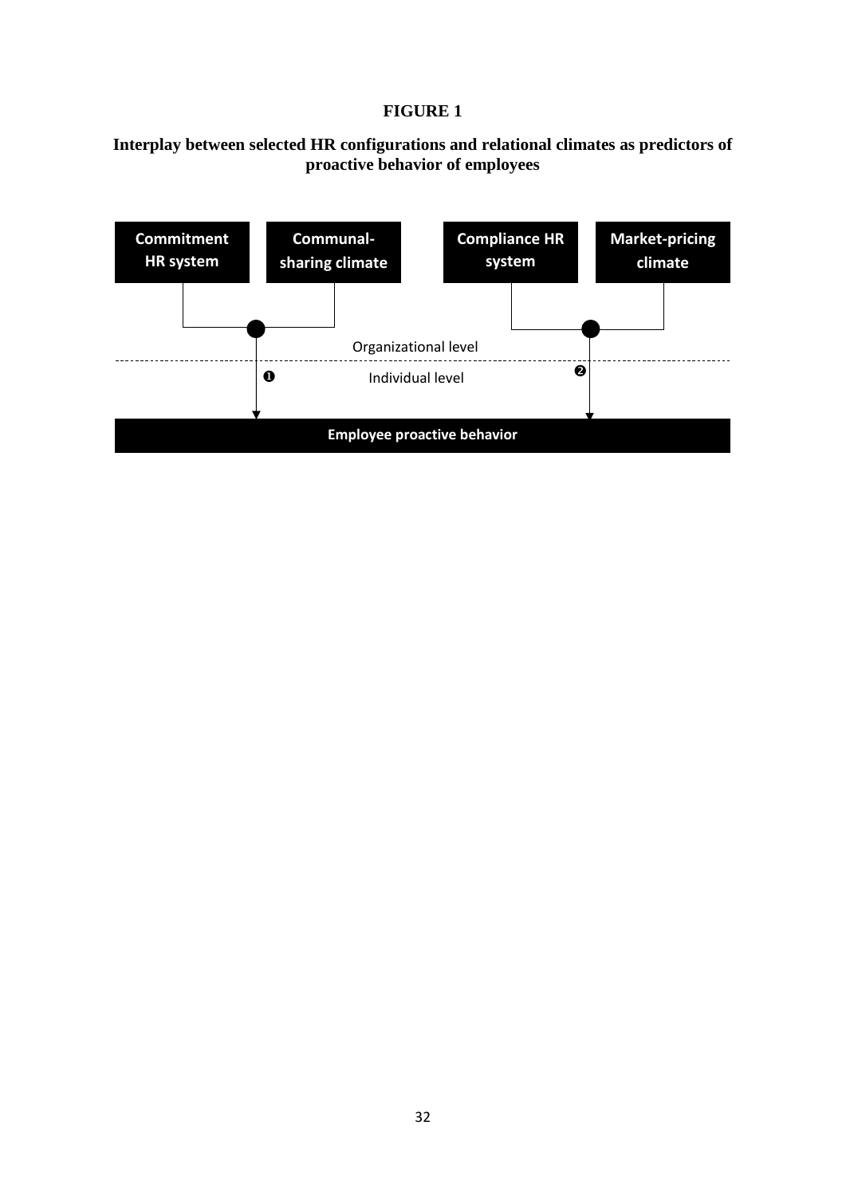# FIGURE 1

**Interplay between selected HR configurations and relational climates as predictors of proactive behavior of employees**

**Commitment HR system**

**Communal-sharing climate**

**Compliance HR system**

**Market-pricing climate**

Organizational level

❶ Individual level ❷

**Employee proactive behavior**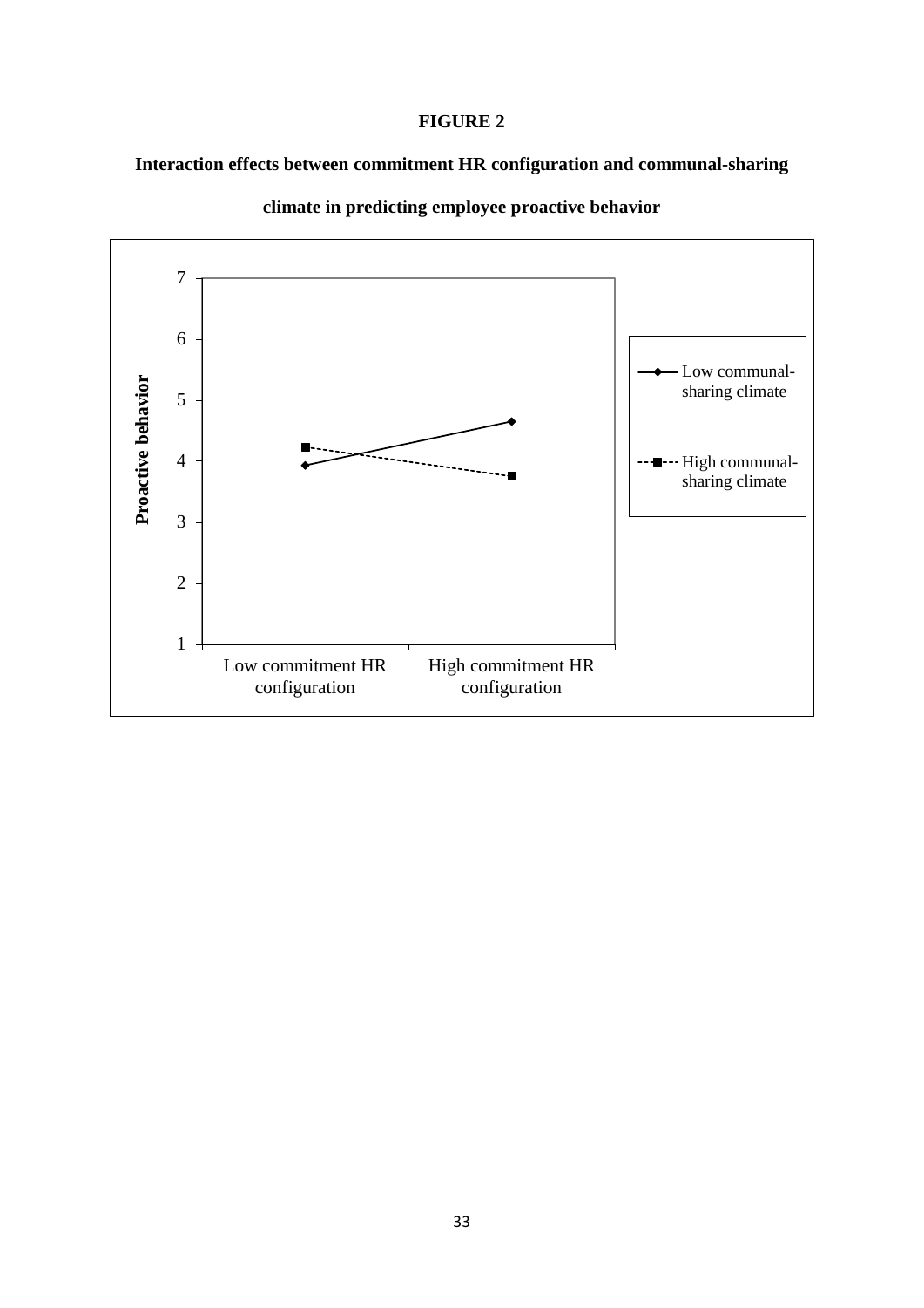**FIGURE 2**

**Interaction effects between commitment HR configuration and communal-sharing climate in predicting employee proactive behavior**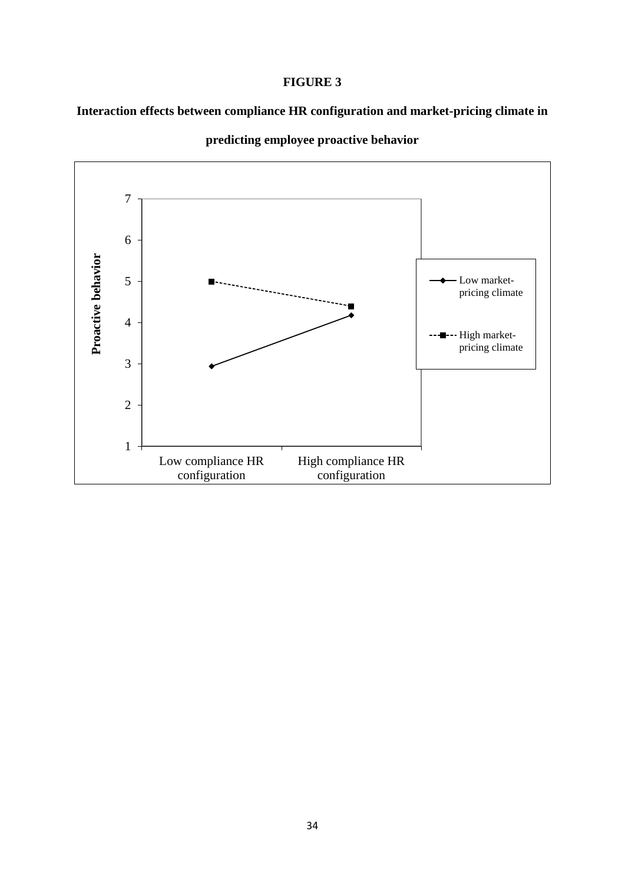**FIGURE 3**

**Interaction effects between compliance HR configuration and market-pricing climate in predicting employee proactive behavior**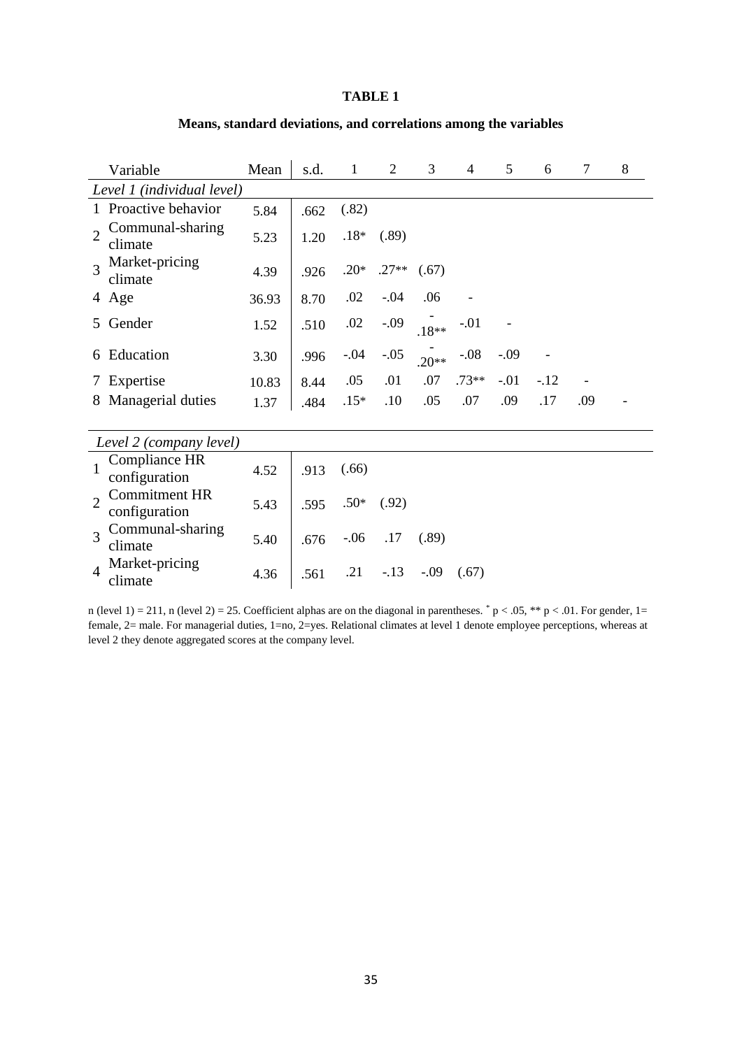**TABLE 1**

**Means, standard deviations, and correlations among the variables**

| | Variable | Mean | s.d. | 1 | 2 | 3 | 4 | 5 | 6 | 7 | 8 |
|---|---|---|---|---|---|---|---|---|---|---|---|
| *Level 1 (individual level)* | | | | | | | | | | | |
| 1 | Proactive behavior | 5.84 | .662 | (.82) | | | | | | | |
| 2 | Communal-sharing climate | 5.23 | 1.20 | .18* | (.89) | | | | | | |
| 3 | Market-pricing climate | 4.39 | .926 | .20* | .27** | (.67) | | | | | |
| 4 | Age | 36.93 | 8.70 | .02 | -.04 | .06 | - | | | | |
| 5 | Gender | 1.52 | .510 | .02 | -.09 | -.18** | -.01 | - | | | |
| 6 | Education | 3.30 | .996 | -.04 | -.05 | -.20** | -.08 | -.09 | - | | |
| 7 | Expertise | 10.83 | 8.44 | .05 | .01 | .07 | .73** | -.01 | -.12 | - | |
| 8 | Managerial duties | 1.37 | .484 | .15* | .10 | .05 | .07 | .09 | .17 | .09 | - |
| *Level 2 (company level)* | | | | | | | | | | | |
| 1 | Compliance HR configuration | 4.52 | .913 | (.66) | | | | | | | |
| 2 | Commitment HR configuration | 5.43 | .595 | .50* | (.92) | | | | | | |
| 3 | Communal-sharing climate | 5.40 | .676 | -.06 | .17 | (.89) | | | | | |
| 4 | Market-pricing climate | 4.36 | .561 | .21 | -.13 | -.09 | (.67) | | | | |

n (level 1) = 211, n (level 2) = 25. Coefficient alphas are on the diagonal in parentheses. * $p < .05$, ** $p < .01$. For gender, 1= female, 2= male. For managerial duties, 1=no, 2=yes. Relational climates at level 1 denote employee perceptions, whereas at level 2 they denote aggregated scores at the company level.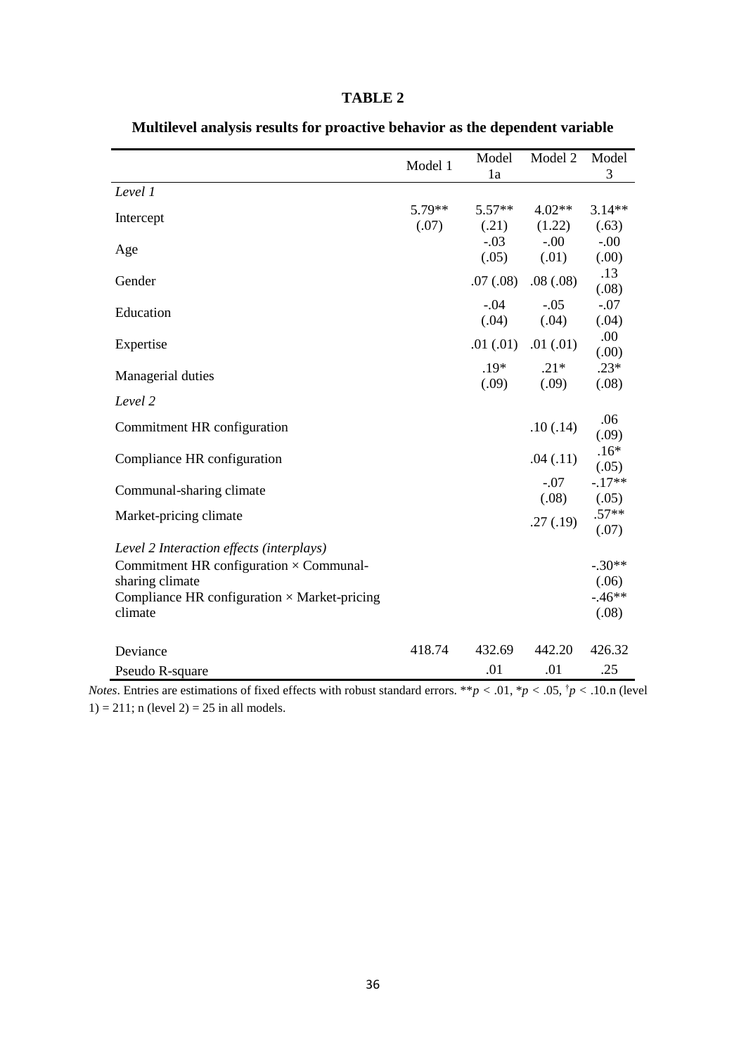**TABLE 2**

**Multilevel analysis results for proactive behavior as the dependent variable**

| | Model 1 | Model 1a | Model 2 | Model 3 |
|---|---|---|---|---|
| *Level 1* | | | | |
| Intercept | 5.79** (.07) | 5.57** (.21) | 4.02** (1.22) | 3.14** (.63) |
| Age | | -.03 (.05) | -.00 (.01) | -.00 (.00) |
| Gender | | .07 (.08) | .08 (.08) | .13 (.08) |
| Education | | -.04 (.04) | -.05 (.04) | -.07 (.04) |
| Expertise | | .01 (.01) | .01 (.01) | .00 (.00) |
| Managerial duties | | .19* (.09) | .21* (.09) | .23* (.08) |
| *Level 2* | | | | |
| Commitment HR configuration | | | .10 (.14) | .06 (.09) |
| Compliance HR configuration | | | .04 (.11) | .16* (.05) |
| Communal-sharing climate | | | -.07 (.08) | -.17** (.05) |
| Market-pricing climate | | | .27 (.19) | .57** (.07) |
| *Level 2 Interaction effects (interplays)* | | | | |
| Commitment HR configuration × Communal-sharing climate | | | | -.30** (.06) |
| Compliance HR configuration × Market-pricing climate | | | | -.46** (.08) |
| Deviance | 418.74 | 432.69 | 442.20 | 426.32 |
| Pseudo R-square | | .01 | .01 | .25 |

*Notes*. Entries are estimations of fixed effects with robust standard errors. $^{**}p < .01$, $^{*}p < .05$, $^{\dagger}p < .10$. n (level 1) = 211; n (level 2) = 25 in all models.